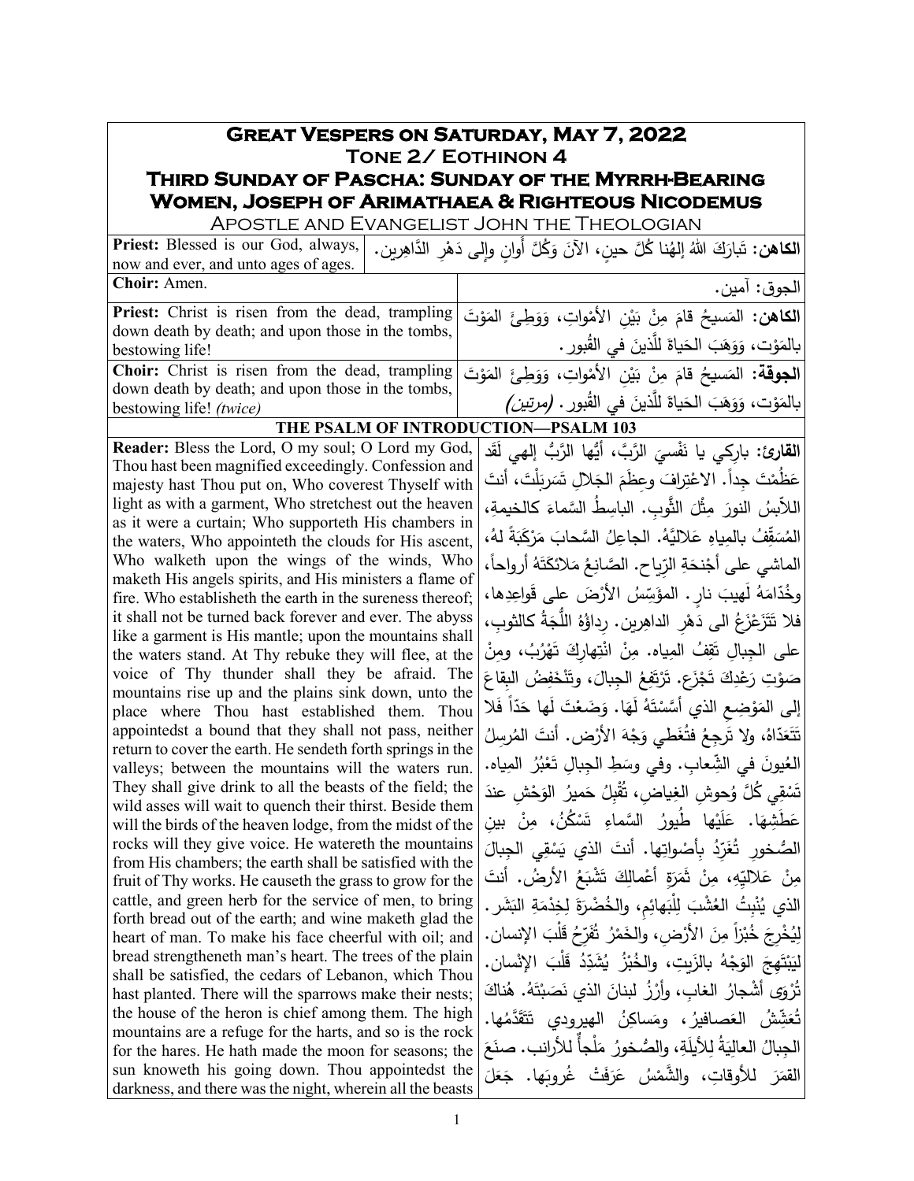# Great Vespers on Saturday, May 7, 2022
## Tone 2/ Eothinon 4
## Third Sunday of Pascha: Sunday of the Myrrh-Bearing Women, Joseph of Arimathaea & Righteous Nicodemus
### Apostle and Evangelist John the Theologian

| | |
|---|---|
| **Priest:** Blessed is our God, always, now and ever, and unto ages of ages. | **الكاهن:** تَبارَكَ اللهُ إلهُنا كُلَّ حينٍ، الآنَ وَكُلَّ أَوانٍ وإلى دَهْرِ الدَّاهِرين. |
| **Choir:** Amen. | الجوق: آمين. |
| **Priest:** Christ is risen from the dead, trampling down death by death; and upon those in the tombs, bestowing life! | **الكاهن:** المَسيحُ قامَ مِنْ بَيْنِ الأَمْواتِ، وَوَطِئَ المَوْتَ بالمَوْت، وَوَهَبَ الحَياةَ لِلَّذينَ في القُبور. |
| **Choir:** Christ is risen from the dead, trampling down death by death; and upon those in the tombs, bestowing life! *(twice)* | **الجوقة:** المَسيحُ قامَ مِنْ بَيْنِ الأَمْواتِ، وَوَطِئَ المَوْتَ بالمَوْت، وَوَهَبَ الحَياةَ لِلَّذينَ في القُبور. *(مرتين)* |

**THE PSALM OF INTRODUCTION—PSALM 103**

| | |
|---|---|
| **Reader:** Bless the Lord, O my soul; O Lord my God, Thou hast been magnified exceedingly. Confession and majesty hast Thou put on, Who coverest Thyself with light as with a garment, Who stretchest out the heaven as it were a curtain; Who supporteth His chambers in the waters, Who appointeth the clouds for His ascent, Who walketh upon the wings of the winds, Who maketh His angels spirits, and His ministers a flame of fire. Who establisheth the earth in the sureness thereof; it shall not be turned back forever and ever. The abyss like a garment is His mantle; upon the mountains shall the waters stand. At Thy rebuke they will flee, at the voice of Thy thunder shall they be afraid. The mountains rise up and the plains sink down, unto the place where Thou hast established them. Thou appointedst a bound that they shall not pass, neither return to cover the earth. He sendeth forth springs in the valleys; between the mountains will the waters run. They shall give drink to all the beasts of the field; the wild asses will wait to quench their thirst. Beside them will the birds of the heaven lodge, from the midst of the rocks will they give voice. He watereth the mountains from His chambers; the earth shall be satisfied with the fruit of Thy works. He causeth the grass to grow for the cattle, and green herb for the service of men, to bring forth bread out of the earth; and wine maketh glad the heart of man. To make his face cheerful with oil; and bread strengtheneth man's heart. The trees of the plain shall be satisfied, the cedars of Lebanon, which Thou hast planted. There will the sparrows make their nests; the house of the heron is chief among them. The high mountains are a refuge for the harts, and so is the rock for the hares. He hath made the moon for seasons; the sun knoweth his going down. Thou appointedst the darkness, and there was the night, wherein all the beasts | **القارئ:** باركي يا نَفْسيَ الرَّبَّ، أيُّها الرَّبُّ إلهي لَقَد عَظُمْتَ جِداً. الاعْتِرافَ وعِظَمَ الجَلالِ تَسَربَلْتَ، أنتَ اللاَّبِسُ النورَ مِثْلَ الثَّوبِ. الباسِطُ السَّماءَ كالخيمةِ، المُسَقِّفُ بالمِياهِ عَلاليَّهُ. الجاعِلُ السَّحابَ مَرْكَبَةً لهُ، الماشي على أجْنحَةِ الرِّياح. الصَّانِعُ مَلائكَتَهُ أرواحاً، وخُدّامَهُ لَهيبَ نارٍ. المؤَسِّسُ الأرْضَ على قَواعِدِها، فلا تَتَزَعْزَعُ الى دَهْرِ الداهِرين. رِداؤهُ اللُّجَةُ كالثوبِ، على الجِبالِ تَقِفُ المِياه. مِنْ انْتِهارِكَ تَهْرُبُ، ومِنْ صَوْتِ رَعْدِكَ تَجْزَع. تَرْتَفِعُ الجِبالَ، وتَنْخَفِضُ البِقاعَ إلى المَوْضِعِ الذي أسَّسْتَهُ لَهَا. وَضَعْتَ لَها حَدّاً فَلا تَتَعَدّاهُ، ولا تَرجِعُ فتُغَطي وَجْهَ الأرْض. أنتَ المُرسِلُ العُيونَ في الشِّعابِ. وفي وسَطِ الجِبالِ تَعْبُرُ المِياه. تَسْقِي كُلَّ وُحوشِ الغِياضِ، تُقْبِلُ حَميرُ الوَحْشِ عندَ عَطَشِهَا. عَلَيْها طُيورُ السَّماءِ تَسْكُنُ، مِنْ بينِ الصُّخورِ تُغَرِّدُ بِأَصْواتِها. أنتَ الذي يَسْقِي الجِبالَ مِنْ عَلاليّهِ، مِنْ ثَمَرَةِ أعْمالِكَ تَشْبَعُ الأرضُ. أنتَ الذي يُنْبِتُ العُشْبَ لِلْبَهائِمِ، والخُضْرَةَ لِخِدْمَةِ البَشَر. لِيُخْرِجَ خُبْزاً مِنَ الأرْضِ، والخَمْرُ تُفَرِّحُ قَلْبَ الإنسان. لِيَبْتَهِجَ الوَجْهُ بالزَيتِ، والخُبْزُ يُشَدِّدُ قَلْبَ الإنْسان. تُرْوَى أشْجارُ الغابِ، وأرْزُ لبنانَ الذي نَصَبْتَهُ. هُناكَ تُعَشِّشُ العَصافيرُ، ومَساكِنُ الهيرودي تَتَقَدَّمُها. الجِبالُ العالِيَةُ لِلأيلَةِ، والصُّخورُ مَلْجأٌ للأرانب. صنَعَ القَمَرَ للأوقاتِ، والشَّمْسُ عَرَفَتْ غُروبَها. جَعَلَ |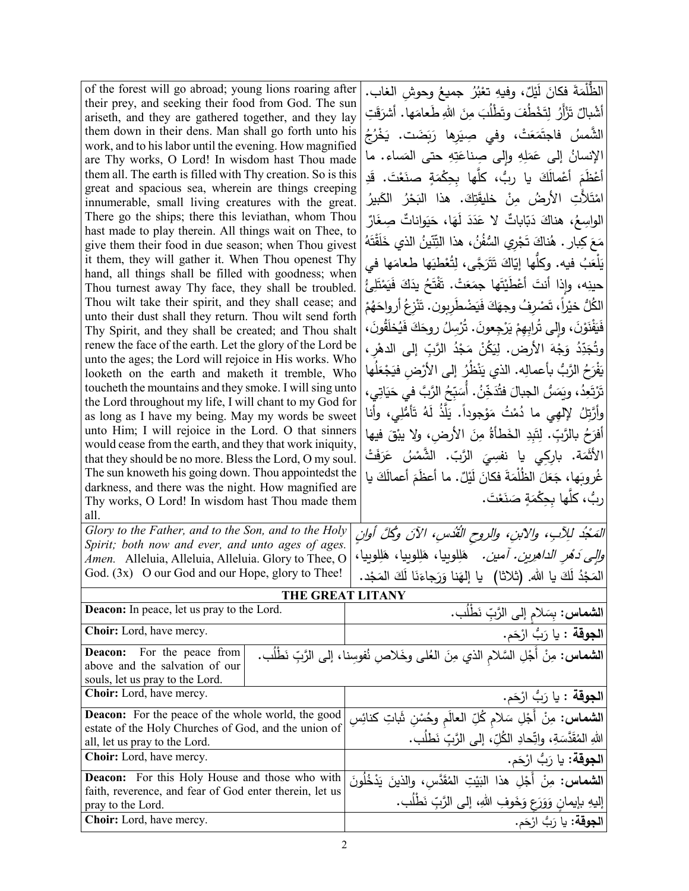| of the forest will go abroad; young lions roaring after their prey, and seeking their food from God. The sun ariseth, and they are gathered together, and they lay them down in their dens. Man shall go forth unto his work, and to his labor until the evening. How magnified are Thy works, O Lord! In wisdom hast Thou made them all. The earth is filled with Thy creation. So is this great and spacious sea, wherein are things creeping innumerable, small living creatures with the great. There go the ships; there this leviathan, whom Thou hast made to play therein. All things wait on Thee, to give them their food in due season; when Thou givest it them, they will gather it. When Thou openest Thy hand, all things shall be filled with goodness; when Thou turnest away Thy face, they shall be troubled. Thou wilt take their spirit, and they shall cease; and unto their dust shall they return. Thou wilt send forth Thy Spirit, and they shall be created; and Thou shalt renew the face of the earth. Let the glory of the Lord be unto the ages; the Lord will rejoice in His works. Who looketh on the earth and maketh it tremble, Who toucheth the mountains and they smoke. I will sing unto the Lord throughout my life, I will chant to my God for as long as I have my being. May my words be sweet unto Him; I will rejoice in the Lord. O that sinners would cease from the earth, and they that work iniquity, that they should be no more. Bless the Lord, O my soul. The sun knoweth his going down. Thou appointedst the darkness, and there was the night. How magnified are Thy works, O Lord! In wisdom hast Thou made them all. | الظُّلْمَةَ فكانَ لَيْلٌ، وفيهِ تعْبُرُ جميعُ وحوشِ الغاب. أَشْبالٌ تَزْأَرُ لِتَخْطُفَ وتَطْلُبَ مِنَ اللهِ طَعامَها. أشرَقَتِ الشَّمسُ فاجتَمَعَتْ، وفي صِيَرِها رَبَضَت. يَخْرُجُ الإنسانُ إلى عَمَلِهِ وإلى صِناعَتِهِ حتى المَساء. ما أَعْظَمَ أعْمالَكَ يا ربُّ، كلَّها بِحِكْمَةٍ صنَعْتَ. قَدِ امْتَلأَتِ الأرضُ مِنْ خليقَتِكَ. هذا البَحْرُ الكَبيرُ الواسِعُ، هناكَ دَبّاباتٌ لا عَدَدَ لَها، حَيَواناتٌ صِغَارٌ مَعَ كِبار. هُناكَ تَجْرِي السُّفُنُ، هذا التِّنّينُ الذي خَلَقْتَهُ يَلْعَبُ فيه. وكلُّها إيّاكَ تَتَرَجَّى، لِتُعْطِيَها طعامَها في حينِه، وإذا أنتَ أعْطَيْتَها جمَعَتْ. تَفْتَحُ يدَكَ فَيَمْتَلِئُ الكُلُّ خيْراً، تَصْرِفُ وجهَكَ فَيَضْطَرِبون. تَنْزِعُ أرواحَهُمْ فَيَفْنَوْنَ، وإلى تُرابِهِمْ يَرْجِعونَ. تُرْسِلُ روحَكَ فَيُخلَقُونَ، وتُجَدِّدُ وَجْهَ الأرض. لِيَكُنْ مَجْدُ الرَّبِّ إلى الدهْرِ، يَفْرَحُ الرَّبُّ بأعمالِه. الذي يَنْظُرُ إلى الأرْضِ فيَجْعَلُها تَرْتَعِدُ، ويَمَسُّ الجبالَ فتُدَخِّنُ. أُسَبِّحُ الرَّبَّ في حَيَاتي، وأُرَتِّلُ لإلهِي ما دُمْتُ مَوْجوداً. يَلَذُّ لَهُ تَأَمُّلِي، وأنا أفرَحُ بالرَّبِّ. لِتَبِدِ الخَطَأَةُ مِنَ الأرضِ، ولا يبْقَ فيها الأثَمَة. بارِكِي يا نفسِيَ الرَّبّ. الشَّمْسُ عَرَفَتْ غُروبَها، جَعَلَ الظُلْمَةَ فكانَ لَيْلٌ. ما أعظَمَ أعمالَكَ يا ربُّ، كلَّها بِحِكْمَةٍ صَنَعْتَ. |
|---|---|
| *Glory to the Father, and to the Son, and to the Holy Spirit; both now and ever, and unto ages of ages. Amen.* Alleluia, Alleluia, Alleluia. Glory to Thee, O God. (3x) O our God and our Hope, glory to Thee! | *المَجْدُ لِلآبِ، والابنِ، والروحِ القُدُسِ، الآنَ وكُلَّ أوانٍ وإلى دَهْرِ الداهِرين. آمين.* هَلِلويا، هَلِلويا، هَلِلويا، المَجْدُ لَكَ يا الله. (ثلاثا) يا إلهَنا وَرَجاءَنَا لَكَ المَجْد. |

## THE GREAT LITANY

| | |
|---|---|
| **Deacon:** In peace, let us pray to the Lord. | **الشماس:** بِسَلامٍ إلى الرَّبِّ نَطْلُب. |
| **Choir:** Lord, have mercy. | **الجوقة :** يا رَبُّ ارْحَم. |
| **Deacon:** For the peace from above and the salvation of our souls, let us pray to the Lord. | **الشماس:** مِنْ أَجْلِ السَّلامِ الذي مِنَ العُلى وخَلاصِ نُفوسِنا، إلى الرَّبِّ نَطْلُب. |
| **Choir:** Lord, have mercy. | **الجوقة :** يا رَبُّ ارْحَم. |
| **Deacon:** For the peace of the whole world, the good estate of the Holy Churches of God, and the union of all, let us pray to the Lord. | **الشماس:** مِنْ أَجْلِ سَلامِ كُلِّ العالَمِ وحُسْنِ ثَباتِ كنائِسِ اللهِ المُقَدَّسَةِ، واتِّحادِ الكُلِّ، إلى الرَّبِّ نَطلُب. |
| **Choir:** Lord, have mercy. | **الجوقة:** يا رَبُّ ارْحَم. |
| **Deacon:** For this Holy House and those who with faith, reverence, and fear of God enter therein, let us pray to the Lord. | **الشماس:** مِنْ أَجْلِ هذا البَيْتِ المُقَدَّسِ، والذينَ يَدْخُلُونَ إليهِ بإيمانٍ وَوَرَعٍ وَخَوفِ اللهِ، إلى الرَّبِّ نَطْلُب. |
| **Choir:** Lord, have mercy. | **الجوقة:** يا رَبُّ ارْحَم. |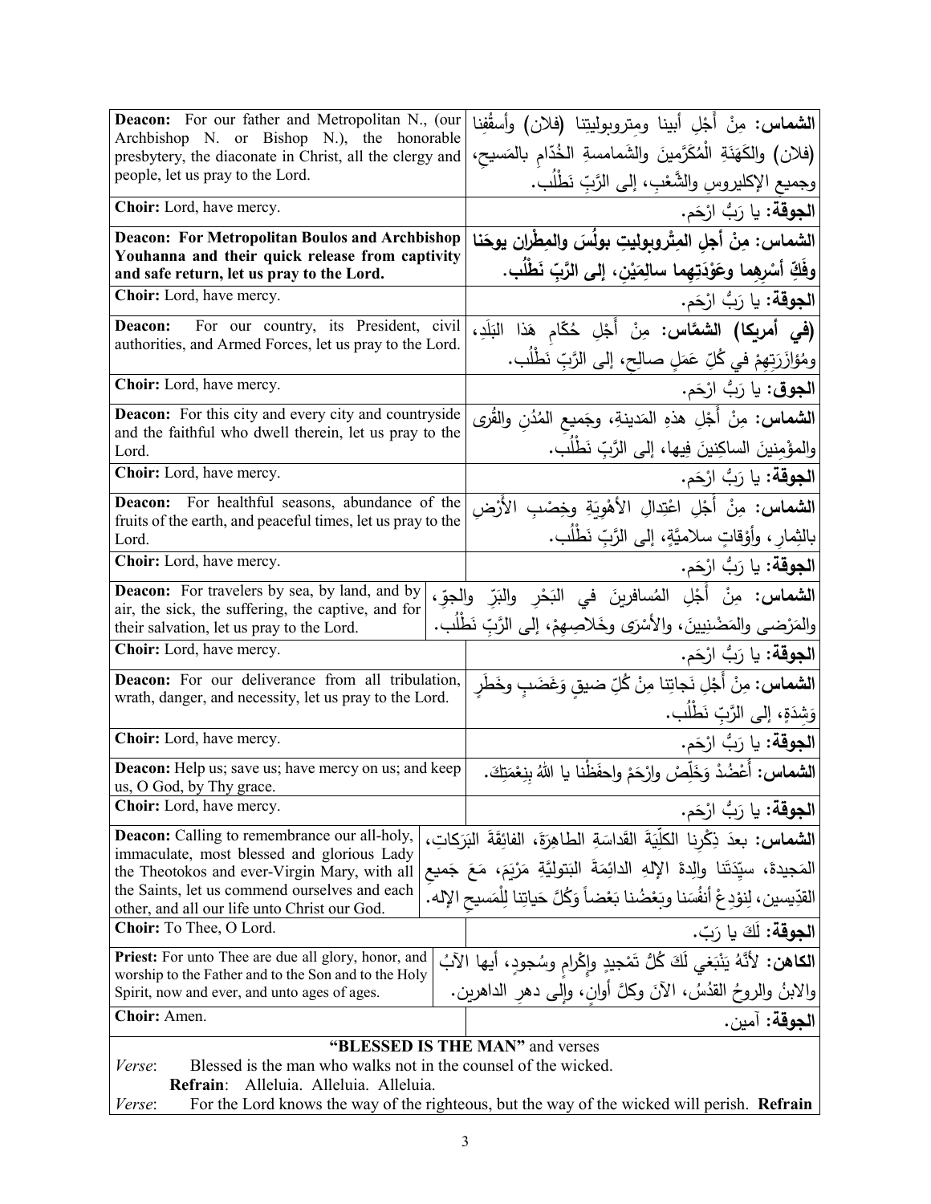| | |
|---|---|
| **Deacon:** For our father and Metropolitan N., (our Archbishop N. or Bishop N.), the honorable presbytery, the diaconate in Christ, all the clergy and people, let us pray to the Lord. | **الشماس:** مِنْ أَجْلِ أبينا ومِتروبوليتنا (فلان) وأسقُفِنا (فلان) والكَهَنَةِ الْمُكَرَّمينَ والشَمامسةِ الخُدّامِ بالمَسيحِ، وجميعِ الإكليروسِ والشَّعْبِ، إلى الرَّبِّ نَطْلُب. |
| **Choir:** Lord, have mercy. | **الجوقة:** يا رَبُّ ارْحَم. |
| **Deacon: For Metropolitan Boulos and Archbishop Youhanna and their quick release from captivity and safe return, let us pray to the Lord.** | **الشماس: مِنْ أجلِ المِتْروبوليتِ بولُسَ والمِطْران يوحَنا وفَكِّ أسْرِهِما وعَوْدَتِهِما سالِمَيْنِ، إلى الرَّبِّ نَطْلُب.** |
| **Choir:** Lord, have mercy. | **الجوقة:** يا رَبُّ ارْحَم. |
| **Deacon:** For our country, its President, civil authorities, and Armed Forces, let us pray to the Lord. | **(في أمريكا) الشمَّاس:** مِنْ أَجْلِ حُكّامِ هَذا البَلَدِ، ومُؤازَرَتِهِمْ في كُلِّ عَمَلٍ صالِحٍ، إلى الرَّبِّ نَطْلُب. |
| **Choir:** Lord, have mercy. | **الجوق:** يا رَبُّ ارْحَم. |
| **Deacon:** For this city and every city and countryside and the faithful who dwell therein, let us pray to the Lord. | **الشماس:** مِنْ أَجْلِ هذهِ المَدينةِ، وجَميعِ المُدُنِ والقُرى والمؤْمِنينَ الساكِنينَ فِيها، إلى الرَّبِّ نَطْلُب. |
| **Choir:** Lord, have mercy. | **الجوقة:** يا رَبُّ ارْحَم. |
| **Deacon:** For healthful seasons, abundance of the fruits of the earth, and peaceful times, let us pray to the Lord. | **الشماس:** مِنْ أَجْلِ اعْتِدالِ الأَهْوِيَةِ وخِصْبِ الأَرْضِ بالثِمارِ، وأَوْقاتٍ سلاميَّةٍ، إلى الرَّبِّ نَطْلُب. |
| **Choir:** Lord, have mercy. | **الجوقة:** يا رَبُّ ارْحَم. |
| **Deacon:** For travelers by sea, by land, and by air, the sick, the suffering, the captive, and for their salvation, let us pray to the Lord. | **الشماس:** مِنْ أَجْلِ المُسافرينَ في البَحْرِ والبَرّ والجوّ، والمَرْضى والمَضْنِيينَ، والأَسْرَى وخَلاصِهِمْ، إلى الرَّبِّ نَطْلُب. |
| **Choir:** Lord, have mercy. | **الجوقة:** يا رَبُّ ارْحَم. |
| **Deacon:** For our deliverance from all tribulation, wrath, danger, and necessity, let us pray to the Lord. | **الشماس:** مِنْ أَجْلِ نَجاتِنا مِنْ كُلِّ ضيقٍ وَغَضَبٍ وخَطَرٍ وَشِدَةٍ، إلى الرَّبِ نَطْلُب. |
| **Choir:** Lord, have mercy. | **الجوقة:** يا رَبُّ ارْحَم. |
| **Deacon:** Help us; save us; have mercy on us; and keep us, O God, by Thy grace. | **الشماس:** أَعْضُدْ وَخَلِّصْ وارْحَمْ واحفَظْنا يا اللهُ بِنِعْمَتِكَ. |
| **Choir:** Lord, have mercy. | **الجوقة:** يا رَبُّ ارْحَم. |
| **Deacon:** Calling to remembrance our all-holy, immaculate, most blessed and glorious Lady the Theotokos and ever-Virgin Mary, with all the Saints, let us commend ourselves and each other, and all our life unto Christ our God. | **الشماس:** بعدَ ذِكْرِنا الكلِّيَةَ القَداسَةِ الطاهِرَةَ، الفائِقَةَ البَرَكاتِ، المَجيدةَ، سيِّدَتَنا والِدةَ الإلهِ الدائِمَةَ البَتوليَّةِ مَرْيَمَ، مَعَ جَميعِ القدِّيسين، لِنوْدِعْ أنفُسَنا وبَعْضُنا بَعْضاً وَكُلَّ حَياتِنا لِلْمَسيحِ الإله. |
| **Choir:** To Thee, O Lord. | **الجوقة:** لَكَ يا رَبّ. |
| **Priest:** For unto Thee are due all glory, honor, and worship to the Father and to the Son and to the Holy Spirit, now and ever, and unto ages of ages. | **الكاهن:** لأَنَّهُ يَنْبَغي لَكَ كُلُّ تَمْجيدٍ وإِكْرامٍ وسُجودٍ، أيها الآبُ والابنُ والروحُ القدُسُ، الآنَ وكلَّ أوانٍ، وإلى دهرِ الداهرين. |
| **Choir:** Amen. | **الجوقة:** آمين. |

**"BLESSED IS THE MAN"** and verses

*Verse*: Blessed is the man who walks not in the counsel of the wicked.

**Refrain**: Alleluia. Alleluia. Alleluia.

*Verse*: For the Lord knows the way of the righteous, but the way of the wicked will perish. **Refrain**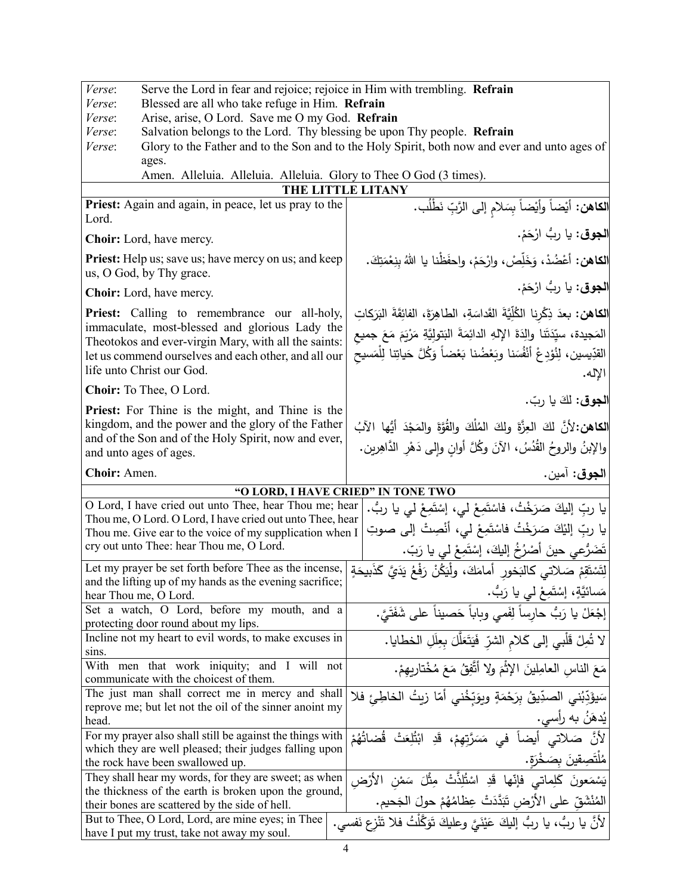*Verse*: Serve the Lord in fear and rejoice; rejoice in Him with trembling. **Refrain**
*Verse*: Blessed are all who take refuge in Him. **Refrain**
*Verse*: Arise, arise, O Lord. Save me O my God. **Refrain**
*Verse*: Salvation belongs to the Lord. Thy blessing be upon Thy people. **Refrain**
*Verse*: Glory to the Father and to the Son and to the Holy Spirit, both now and ever and unto ages of ages.
Amen. Alleluia. Alleluia. Alleluia. Glory to Thee O God (3 times).

## THE LITTLE LITANY

| | |
|---|---|
| **Priest:** Again and again, in peace, let us pray to the Lord. | **الكاهن:** أيْضاً وأيْضاً بِسَلامٍ إلى الرَّبِّ نَطْلُب. |
| **Choir:** Lord, have mercy. | **الجوق:** يا ربُّ ارْحَمْ. |
| **Priest:** Help us; save us; have mercy on us; and keep us, O God, by Thy grace. | **الكاهن:** أعْضُدْ، وَخَلِّصْ، وارْحَمْ، واحفَظْنا يا اللهُ بِنِعْمَتِكَ. |
| **Choir:** Lord, have mercy. | **الجوق:** يا ربُّ ارْحَمْ. |
| **Priest:** Calling to remembrance our all-holy, immaculate, most-blessed and glorious Lady the Theotokos and ever-virgin Mary, with all the saints: let us commend ourselves and each other, and all our life unto Christ our God. | **الكاهن:** بعدَ ذِكْرِنا الكُلِّيَّةَ القَداسَةِ، الطاهِرَةَ، الفائِقَةَ البَرَكاتِ المَجيدة، سيِّدَتَنا والِدَةَ الإلهِ الدائِمَةَ البَتوليَّةِ مَرْيَمَ مَعَ جميعِ القدّيسين، لِنُوْدِعْ أنْفُسَنا وبَعْضُنا بَعْضاً وَكُلَّ حَياتِنا لِلْمَسيحِ الإله. |
| **Choir:** To Thee, O Lord. | **الجوق:** لكَ يا ربّ. |
| **Priest:** For Thine is the might, and Thine is the kingdom, and the power and the glory of the Father and of the Son and of the Holy Spirit, now and ever, and unto ages of ages. | **الكاهن:** لأنَّ لكَ العِزَّةَ ولكَ المُلْكَ والقُوَّةَ والمَجْدَ أيُّها الآبُ والإبنُ والروحُ القُدُسُ، الآنَ وكُلَّ أوانٍ وإلى دَهْرِ الدَّاهِرين. |
| **Choir:** Amen. | **الجوق:** آمين. |

## "O LORD, I HAVE CRIED" IN TONE TWO

| | |
|---|---|
| O Lord, I have cried out unto Thee, hear Thou me; hear Thou me, O Lord. O Lord, I have cried out unto Thee, hear Thou me. Give ear to the voice of my supplication when I cry out unto Thee: hear Thou me, O Lord. | يا ربِّ إليكَ صَرَخْتُ، فاسْتَمِعْ لي، إسْتَمِعْ لي يا ربُّ. يا ربِّ إليْكَ صَرَخْتُ فاستَمِعْ لي، أنْصِتْ إلى صوتِ تَضَرُّعي حينَ أصْرُخُ إليكَ، إسْتَمِعْ لي يا رَبّ. |
| Let my prayer be set forth before Thee as the incense, and the lifting up of my hands as the evening sacrifice; hear Thou me, O Lord. | لِتَسْتَقِمْ صَلاتي كالبَخورِ أمامَكَ، ولْيَكُنْ رَفْعُ يَدَيَّ كَذَبيحَةٍ مَسائيَّةٍ، إسْتَمِعْ لي يا رَبُّ. |
| Set a watch, O Lord, before my mouth, and a protecting door round about my lips. | إجْعَلْ يا رَبُّ حارِساً لِفَمي وباباً حَصيناً على شَفَتَيَّ. |
| Incline not my heart to evil words, to make excuses in sins. | لا تُمِلْ قَلْبي إلى كَلامِ الشرّ فَيَتَعَلَّلَ بِعِلَلِ الخطايا. |
| With men that work iniquity; and I will not communicate with the choicest of them. | مَعَ الناسِ العامِلِينَ الإثْمَ ولا أتَّفِقُ مَعَ مُخْتاريهِمْ. |
| The just man shall correct me in mercy and shall reprove me; but let not the oil of the sinner anoint my head. | سَيؤَدِّبُني الصدِّيقُ بِرَحْمَةٍ ويوَبِّخُني أمّا زيتُ الخاطِئِ فلا يُدهَنُ به رأسي. |
| For my prayer also shall still be against the things with which they are well pleased; their judges falling upon the rock have been swallowed up. | لأنَّ صَلاتي أيضاً في مَسَرَّتِهِمْ، قَدِ ابْتُلِعَتْ قُضاتُهُمْ مُلْتَصِقينَ بِصَخْرَةٍ. |
| They shall hear my words, for they are sweet; as when the thickness of the earth is broken upon the ground, their bones are scattered by the side of hell. | يَسْمَعونَ كَلِماتي فإنّها قَدِ اسْتُلِذَّتْ مِثْلَ سَمْنِ الأرْضِ المُنْشَقِّ على الأرْضِ تَبَدَّدَتْ عِظامُهُمْ حولَ الجَحيم. |
| But to Thee, O Lord, Lord, are mine eyes; in Thee have I put my trust, take not away my soul. | لأنَّ يا ربُّ، يا ربُّ إليكَ عَيْنَيَّ وعليكَ تَوَكَّلْتُ فلا تَنْزِعِ نَفسي. |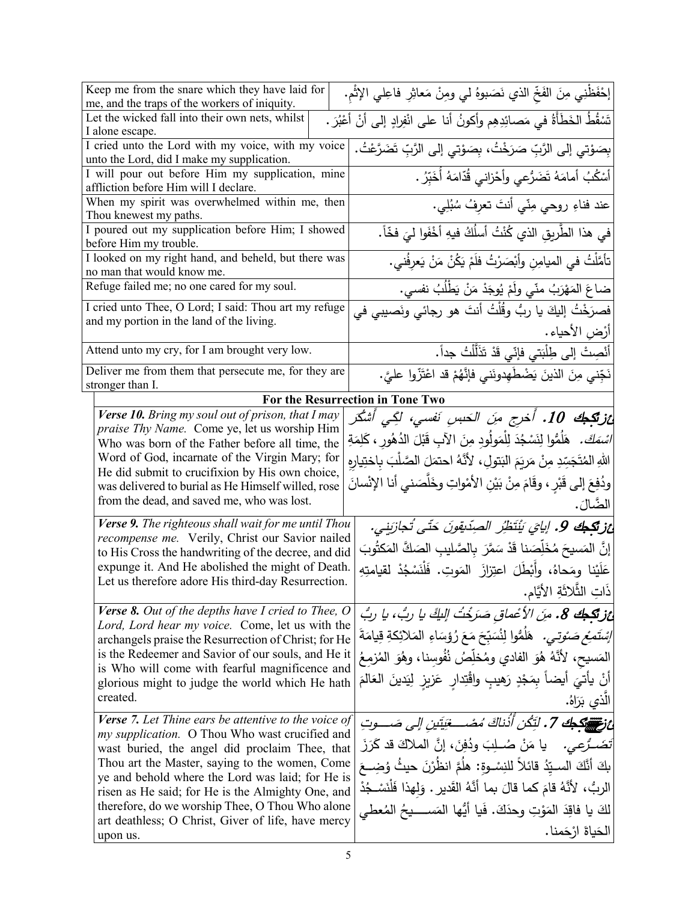| | |
|---|---|
| Keep me from the snare which they have laid for me, and the traps of the workers of iniquity. | إحْفَظْني مِنَ الفَخّ الذي نَصَبوهُ لي ومِنْ مَعاثِرِ فاعِلي الإثْم. |
| Let the wicked fall into their own nets, whilst I alone escape. | تَسْقُطُ الخَطَأَةُ في مَصائِدِهِم وأكونُ أنا على انْفِرادٍ إلى أنْ أعْبُرَ. |
| I cried unto the Lord with my voice, with my voice unto the Lord, did I make my supplication. | بِصَوْتي إلى الرَّبِّ صَرَخْتُ، بِصَوْتي إلى الرَّبِّ تَضَرَّعْتُ. |
| I will pour out before Him my supplication, mine affliction before Him will I declare. | أسْكُبُ أمامَهُ تَضَرُّعي وأحْزاني قُدّامَهُ أُخَبِّرُ. |
| When my spirit was overwhelmed within me, then Thou knewest my paths. | عند فناءِ روحي مِنّي أنتَ تعرِفُ سُبُلي. |
| I poured out my supplication before Him; I showed before Him my trouble. | في هذا الطَّريقِ الذي كُنْتُ أسلُكُ فيهِ أخْفَوا ليَ فخّاً. |
| I looked on my right hand, and beheld, but there was no man that would know me. | تأمَّلْتُ في الميامِنِ وأبْصَرْتُ فلَمْ يَكُنْ مَنْ يَعرِفُني. |
| Refuge failed me; no one cared for my soul. | ضاعَ المَهْرَبُ منّي ولَمْ يُوجَدْ مَنْ يَطْلُبُ نفسي. |
| I cried unto Thee, O Lord; I said: Thou art my refuge and my portion in the land of the living. | فصرَخْتُ إليكَ يا ربُّ وقُلْتُ أنتَ هو رجائي ونَصيبي في أرْضِ الأحياء. |
| Attend unto my cry, for I am brought very low. | أنْصِتْ إلى طِلْبَتي فإنّي قَدْ تَذَلَّلْتُ جداً. |
| Deliver me from them that persecute me, for they are stronger than I. | نَجِّني مِنَ الذينَ يَضْطَهِدونَني فإنَّهُمْ قد اعْتَزّوا عليَّ. |

**For the Resurrection in Tone Two**

| | |
|---|---|
| ***Verse 10.** Bring my soul out of prison, that I may praise Thy Name.* Come ye, let us worship Him Who was born of the Father before all time, the Word of God, incarnate of the Virgin Mary; for He did submit to crucifixion by His own choice, was delivered to burial as He Himself willed, rose from the dead, and saved me, who was lost. | ***ع: 10.** أخرِج مِنَ الحَبسِ نَفسي، لِكَي أشكُرَ اسْمَكَ.* هَلُمُّوا لِنَسْجُدَ لِلْمَولُودِ مِنَ الآبِ قَبْلَ الدُهُورِ، كَلِمَةِ اللهِ المُتَجَسِّدِ مِنْ مَرِيَمَ البَتولِ، لأنَّهُ احتمَلَ الصَّلْبَ باختِيارِهِ ودُفِعَ إلى قَبْرٍ، وقَامَ مِنْ بَيْنِ الأمْواتِ وخَلَّصَني أنا الإنْسانَ الضَّالَ. |
| ***Verse 9.** The righteous shall wait for me until Thou recompense me.* Verily, Christ our Savior nailed to His Cross the handwriting of the decree, and did expunge it. And He abolished the might of Death. Let us therefore adore His third-day Resurrection. | ***ع: 9.** إيايَ يَنْتَظِرُ الصدّيقونَ حَتّى تُجازيَني.* إنَّ المَسيحَ مُخَلِّصَنا قَدْ سَمَّرَ بِالصَّليبِ الصَكَّ المَكتُوبَ عَلَيْنا ومَحاهُ، وأبْطَلَ اعتِزازَ المَوتِ. فَلْنَسْجُدْ لقيامتِهِ ذَاتِ الثَّلاثَةِ الأيَّام. |
| ***Verse 8.** Out of the depths have I cried to Thee, O Lord, Lord hear my voice.* Come, let us with the archangels praise the Resurrection of Christ; for He is the Redeemer and Savior of our souls, and He it is Who will come with fearful magnificence and glorious might to judge the world which He hath created. | ***ع: 8.** مِنَ الأعْماقِ صَرَخْتُ إليكَ يا ربُّ، يا ربُّ إسْتَمِع صَوْتي.* هَلُمُّوا لِنُسَبِّحَ مَعَ رُؤسَاءِ المَلائِكةِ قِيامَةَ المَسيحِ، لأنَّهُ هُوَ الفادي ومُخلِّصُ نُفُوسِنا، وهُوَ المُزمِعُ أنْ يأتيَ أيضاً بِمَجْدٍ رَهيبٍ واقْتِدارٍ عَزيزٍ لِيَدينَ العَالَمَ الّذي بَرَاهُ. |
| ***Verse 7.** Let Thine ears be attentive to the voice of my supplication.* O Thou Who wast crucified and wast buried, the angel did proclaim Thee, that Thou art the Master, saying to the women, Come ye and behold where the Lord was laid; for He is risen as He said; for He is the Almighty One, and therefore, do we worship Thee, O Thou Who alone art deathless; O Christ, Giver of life, have mercy upon us. | ***ع: 7.** لِتَكُن أُذُناكَ مُصغِيَتَيْنِ إلى صَوتِ تَضَرُّعي.* يا مَنْ صُلِبَ ودُفِنَ، إنَّ الملاكَ قد كَرَزَ بكَ أنَّكَ السيّدُ قائلاً للنِسْوةِ: هلُمَّ انظُرْنَ حيثُ وُضِعَ الربُّ، لأنَّهُ قامَ كما قالَ بما أنَّهُ القَدير. وَلِهذا فَلْنَسْجُدْ لكَ يا فاقِدَ المَوْتِ وحدَكَ. فَيا أيُّها المَسيحُ المُعطي الحَياةَ ارْحَمنا. |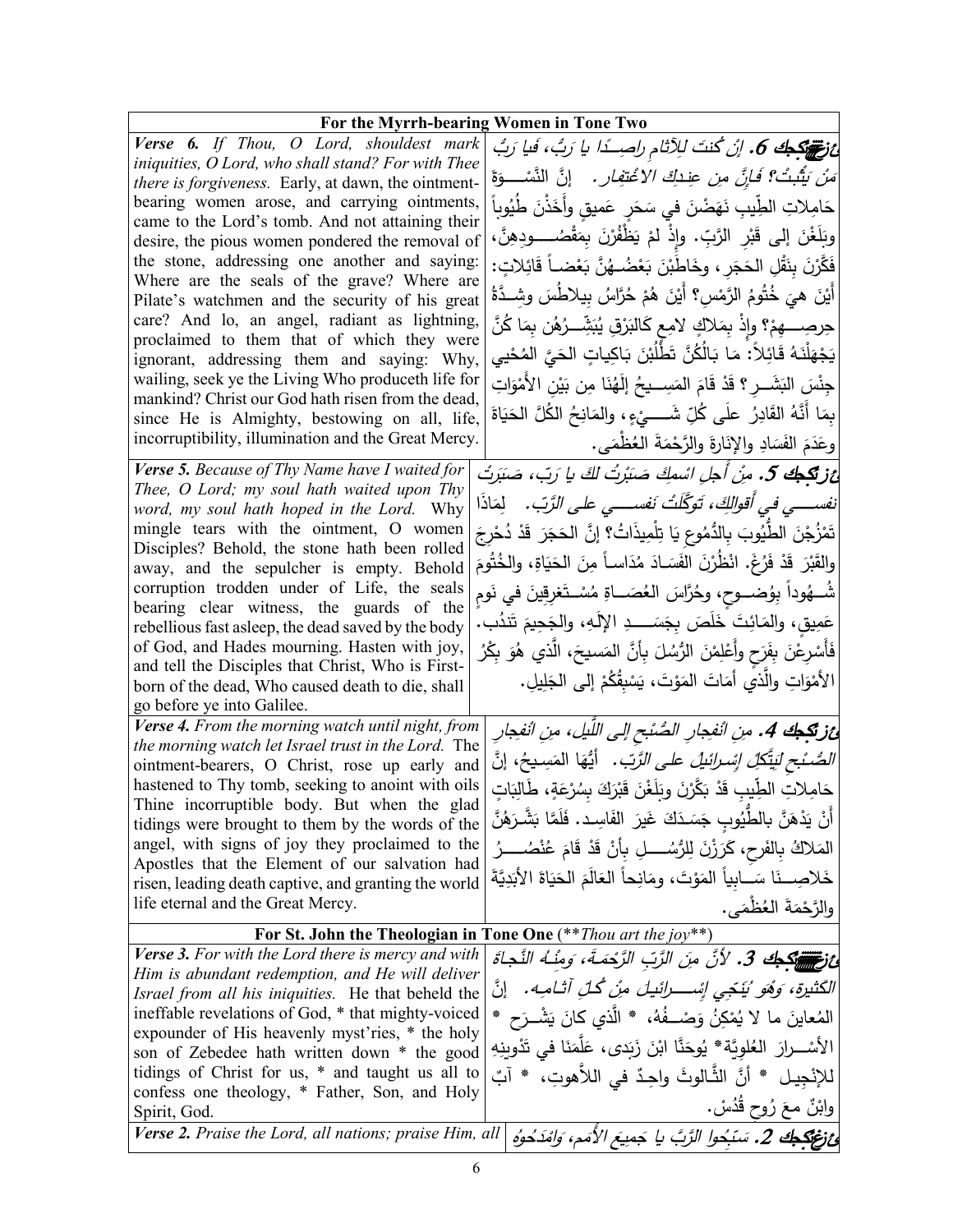| For the Myrrh-bearing Women in Tone Two | |
|---|---|
| ***Verse 6.** If Thou, O Lord, shouldest mark iniquities, O Lord, who shall stand? For with Thee there is forgiveness.* Early, at dawn, the ointment-bearing women arose, and carrying ointments, came to the Lord's tomb. And not attaining their desire, the pious women pondered the removal of the stone, addressing one another and saying: Where are the seals of the grave? Where are Pilate's watchmen and the security of his great care? And lo, an angel, radiant as lightning, proclaimed to them that of which they were ignorant, addressing them and saying: Why, wailing, seek ye the Living Who produceth life for mankind? Christ our God hath risen from the dead, since He is Almighty, bestowing on all, life, incorruptibility, illumination and the Great Mercy. | ***عزفكجك 6.** إنْ كُنتَ للآثامِ راصِداً يا رَبُّ، فَيا رَبُّ مَنْ يَثْبُتُ؟ فَإنَّ مِن عِندِكَ الاغْتِفار.* إنَّ النِّسْوَةَ حَامِلاتِ الطِّيبِ نَهَضْنَ في سَحَرٍ عَميقٍ وأَخَذْنَ طُيُوباً وبَلَغْنَ إلى قَبْرِ الرَّبِّ. وإذْ لمْ يَظْفُرْنَ بمَقْصُودِهِنَّ، فَكَّرْنَ بِنَقْلِ الحَجَرِ، وخَاطَبْنَ بَعْضُهُنَّ بَعْضاً قَائِلاتٍ: أَيْنَ هيَ خُتُومُ الرَّمْسِ؟ أَيْنَ هُمْ حُرَّاسُ بيلاطُسَ وشِدَّةُ حِرصِهِمْ؟ وإذْ بِمَلاكٍ لامِعٍ كَالبَرْقِ يُبَشِّرُهُن بِمَا كُنَّ يَجْهَلْنَهُ قَائِلاً: مَا بَالُكُنَّ تَطْلُبْنَ بَاكِياتٍ الحَيَّ المُحْيي جِنْسَ البَشَرِ؟ قَدْ قَامَ المَسِيحُ إلَهُنَا مِن بَيْنِ الأمْوَاتِ بِمَا أنَّهُ القَادِرُ على كُلِّ شَيْءٍ، والمَانِحُ الكُلَّ الحَيَاةَ وعَدَمَ الفَسَادِ والإنَارَةَ والرَّحْمَةَ العُظْمَى. |
| ***Verse 5.** Because of Thy Name have I waited for Thee, O Lord; my soul hath waited upon Thy word, my soul hath hoped in the Lord.* Why mingle tears with the ointment, O women Disciples? Behold, the stone hath been rolled away, and the sepulcher is empty. Behold corruption trodden under of Life, the seals bearing clear witness, the guards of the rebellious fast asleep, the dead saved by the body of God, and Hades mourning. Hasten with joy, and tell the Disciples that Christ, Who is First-born of the dead, Who caused death to die, shall go before ye into Galilee. | ***عزفكجك 5.** مِنْ أجلِ اسْمِكَ صَبَرْتُ لكَ يا رَبّ، صَبَرَتْ نفسي في أقوالِكَ، تَوَكَّلَتْ نفسي على الرَّبّ.* لِمَاذَا تَمْزُجْنَ الطُّيُوبَ بِالدُّمُوعِ يَا تِلْمِيذَاتُ؟ إنَّ الحَجَرَ قَدْ دُحْرِجَ والقَبْرَ قَدْ فَرُغَ. انْظُرْنَ الفَسَادَ مُدَاساً مِنَ الحَيَاةِ، والخُتُومَ شُهُوداً بِوُضوحٍ، وحُرَّاسَ العُصَاةِ مُسْتَغرِقِينَ في نَومٍ عَمِيقٍ، والمَائِتَ خَلَصَ بِجَسَدِ الإلَهِ، والجَحِيمَ تَنْدُب. فَأَسْرِعْنَ بِفَرَحٍ وأَعْلِمْنَ الرُّسُلَ بِأَنَّ المَسِيحَ، الَّذي هُوَ بِكْرُ الأمْوَاتِ والَّذي أمَاتَ المَوْتَ، يَسْبِقُكُمْ إلى الجَلِيلِ. |
| ***Verse 4.** From the morning watch until night, from the morning watch let Israel trust in the Lord.* The ointment-bearers, O Christ, rose up early and hastened to Thy tomb, seeking to anoint with oils Thine incorruptible body. But when the glad tidings were brought to them by the words of the angel, with signs of joy they proclaimed to the Apostles that the Element of our salvation had risen, leading death captive, and granting the world life eternal and the Great Mercy. | ***عزفكجك 4.** مِن انفِجارِ الصُّبْحِ إلى اللَّيل، مِن انفِجارِ الصُّبْحِ لِيَتَّكِلْ إسْرائيلُ على الرَّبّ.* أيُّهَا المَسِيحُ، إنَّ حَامِلاتِ الطِّيبِ قَدْ بَكَّرْنَ وبَلَغْنَ قَبْرَكَ بِسُرْعَةٍ، طَالِبَاتٍ أنْ يَدْهَنَّ بالطُّيُوبِ جَسَدَكَ غَيرَ الفَاسِد. فَلَمَّا بَشَّرَهُنَّ المَلاكُ بالفَرحِ، كَرَزْنَ لِلرُّسُلِ بِأنْ قَدْ قَامَ عُنْصُرُ خَلاصِنَا سَابِياً المَوْتَ، ومَانِحاً العَالَمَ الحَيَاةَ الأبَدِيَّةَ والرَّحْمَةَ العُظْمَى. |
| **For St. John the Theologian in Tone One** (***Thou art the joy***) | |
| ***Verse 3.** For with the Lord there is mercy and with Him is abundant redemption, and He will deliver Israel from all his iniquities.* He that beheld the ineffable revelations of God, * that mighty-voiced expounder of His heavenly myst'ries, * the holy son of Zebedee hath written down * the good tidings of Christ for us, * and taught us all to confess one theology, * Father, Son, and Holy Spirit, God. | ***عزفكجك 3.** لأنَّ مِنَ الرَّبِ الرَّحْمَةَ، وَمِنْهُ النَّجاةَ الكَثيرة، وَهُوَ يُنَجِّي إسْرائيلَ مِنْ كُلِّ آثامِه.* إنَّ المُعاينَ ما لا يُمْكِنُ وَصْفُهُ، * الَّذي كانَ يَشْرَح * الأسْرارَ العُلويَّة* يُوحَنَّا ابْنَ زَبَدى، عَلَّمَنَا في تَدْوينِهِ للإنْجيل * أنَّ الثَّالوثَ واحِدٌ في اللاَّهوتِ، * آبٌ وابْنٌ معَ رُوحٍ قُدُسْ. |
| ***Verse 2.** Praise the Lord, all nations; praise Him, all* | ***عزفكجك 2.** سَبِّحوا الرَّبَّ يا جَميعَ الأمَمِ، وَامْدَحُوهُ* |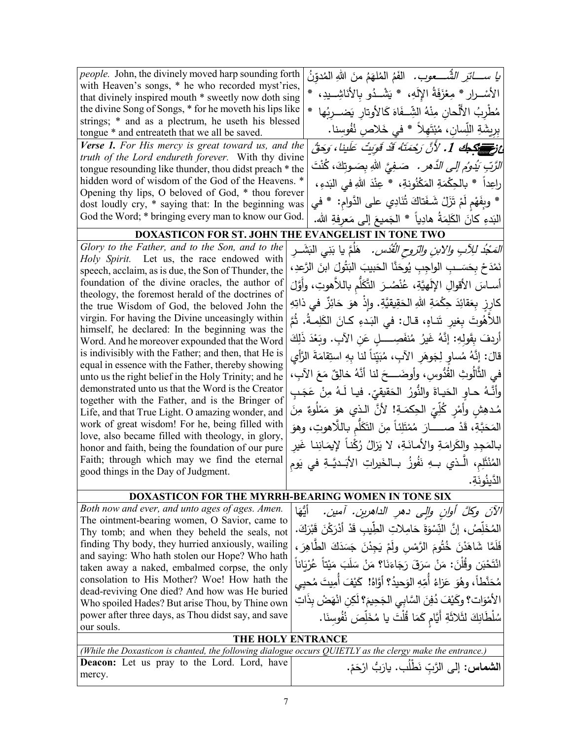| | |
|---|---|
| *people.* John, the divinely moved harp sounding forth with Heaven's songs, * he who recorded myst'ries, * that divinely inspired mouth * sweetly now doth sing the divine Song of Songs, * for he moveth his lips like strings; * and as a plectrum, he useth his blessed tongue * and entreateth that we all be saved. | *يا ســـاتِرَ الشُّـــعوب.* الفَمُ المُلهَمُ منَ اللهِ المُدوِّنُ الأسْــرار * مِعْزَفَةُ الإلَهِ، * يَشْــدُو بالأناشِــيدِ، * مُطْرِبُ الألْحانِ مِنْهُ الشِّـفَاهَ كَالأوتارِ يَضــرِبُها * بِريشَةِ اللِّسانِ، مُبْتَهِلاً * في خَلاصِ نُفُوسِنا. |
| ***Verse 1.*** *For His mercy is great toward us, and the truth of the Lord endureth forever.* With thy divine tongue resounding like thunder, thou didst preach * the hidden word of wisdom of the God of the Heavens. * Opening thy lips, O beloved of God, * thou forever dost loudly cry, * saying that: In the beginning was God the Word; * bringing every man to know our God. | ***ع: 1.*** *لأنَّ رَحْمَتَهُ قَدْ قَوِيَتْ عَلينا، وَحَقُّ الرَّبِّ يَدُومُ إِلى الدَّهر.* صَـفِيَّ اللهِ بِصَـوتِكَ، كُنْتَ راعِداً * بالحِكْمَةِ المَكْنُونةِ، * عِنْدَ اللهِ في البَدءِ، * وبِفَهْمٍ لَمْ تَزَلْ شَفَتاكَ تُنادِي على الدَّوامِ: * في البَدءِ كانَ الكَلِمَةُ هادِياً * الجَميعَ إلى مَعرِفةِ الله. |

## DOXASTICON FOR ST. JOHN THE EVANGELIST IN TONE TWO

| | |
|---|---|
| *Glory to the Father, and to the Son, and to the Holy Spirit.* Let us, the race endowed with speech, acclaim, as is due, the Son of Thunder, the foundation of the divine oracles, the author of theology, the foremost herald of the doctrines of the true Wisdom of God, the beloved John the virgin. For having the Divine unceasingly within himself, he declared: In the beginning was the Word. And he moreover expounded that the Word is indivisibly with the Father; and then, that He is equal in essence with the Father, thereby showing unto us the right belief in the Holy Trinity; and he demonstrated unto us that the Word is the Creator together with the Father, and is the Bringer of Life, and that True Light. O amazing wonder, and work of great wisdom! For he, being filled with love, also became filled with theology, in glory, honor and faith, being the foundation of our pure Faith; through which may we find the eternal good things in the Day of Judgment. | *المَجْدُ للِآبِ والابنِ والرّوحِ القُدُس.* هَلُمَّ يا بَني البَشَـرِ نَمْدَحْ بِحَسَـبِ الواجِبِ يُوحَنَّا الحَبيبَ البَتُولَ ابنَ الرَّعدِ، أسـاسَ الأقوالِ الإلَهِيَّةِ، عُنْصُـرَ التَّكَلُّمِ باللاَّهوتِ، وأوَّلَ كارِزٍ بِعَقائِدَ حِكْمَةِ اللهِ الحَقِيقِيَّةِ. وإذْ هوَ حَائِزٌ في ذاتِهِ اللاَّهُوتَ بِغيرِ تَناهٍ، قـالَ: في البَـدءِ كـانَ الكَلِمـةُ. ثُمَّ أردفَ بِقَولِهِ: إنَّهُ غَيرُ مُنفَصِـــلٍ عَنِ الآبِ. وبَعْدَ ذَلِكَ قالَ: إنَّهُ مُساوٍ لِجَوهَرِ الآبِ، مُبَيِّناً لنا بِهِ استِقامَةَ الرَّأيِ في الثَّالُوثِ القُدُّوسِ، وأوضَـــحَ لنا أنَّهُ خالِقٌ مَعَ الآبِ، وأنَّـهُ حـاوٍ الحَيـاةَ والنُّورُ الحَقيقِيّ. فيـا لَـهُ مِنْ عَجَـبٍ مُـدهِشٍ وأمْرٍ كُلِّيِّ الحِكمَـةِ! لأنَّ الـذي هوَ مَمْلُوءٌ مِنَ المَحَبَّةِ، قَدْ صـــارَ مُمْتَلِئاً مِنَ التَكَلُّمِ باللاّهوتِ، وهوَ بالمَجدِ والكَرامَةِ والأمانَـةِ، لا يَزالُ رُكْناً لإيمَانِنا غَيرِ المُنْثَلِمِ، الَّـذي بـهِ نَفُوزُ بـالخَيراتِ الأبَـديَّـةِ في يَومِ الدَّينُونَةِ. |

## DOXASTICON FOR THE MYRRH-BEARING WOMEN IN TONE SIX

| | |
|---|---|
| *Both now and ever, and unto ages of ages. Amen.* The ointment-bearing women, O Savior, came to Thy tomb; and when they beheld the seals, not finding Thy body, they hurried anxiously, wailing and saying: Who hath stolen our Hope? Who hath taken away a naked, embalmed corpse, the only consolation to His Mother? Woe! How hath the dead-reviving One died? And how was He buried Who spoiled Hades? But arise Thou, by Thine own power after three days, as Thou didst say, and save our souls. | *الآنَ وكلَّ أوانٍ وإلى دهرِ الداهرين. آمين.* أيُّهَا المُخَلِّصُ، إنَّ النِّسْوَةَ حَامِلاتِ الطِّيبِ قَدْ أدْرَكْنَ قَبْرَكَ. فَلَمَّا شَاهَدْنَ خُتُومَ الرَّمْسِ ولَمْ يَجِدْنَ جَسَدَكَ الطَّاهِرَ، انْتَحَبْنَ وقُلْنَ: مَنْ سَرَقَ رَجَاءَنَا؟ مَنْ سَلَبَ مَيْتاً عُرْيَاناً مُحَنَّطاً، وهُوَ عَزاءُ أُمِّهِ الوَحِيدُ؟ أوَّاهُ! كَيْفَ أُمِيتَ مُحيِي الأمْوَاتِ؟ وكَيْفَ دُفِنَ السَّابِي الجَحِيمَ؟ لَكِنِ انْهَضْ بِذَاتِ سُلْطَانِكَ لثَلاثَةِ أيَّامٍ كَمَا قُلْتَ يا مُخَلِّصَ نُفُوسِنَا. |

## THE HOLY ENTRANCE

*(While the Doxasticon is chanted, the following dialogue occurs QUIETLY as the clergy make the entrance.)*

| | |
|---|---|
| **Deacon:** Let us pray to the Lord. Lord, have mercy. | **الشماس:** إلى الرَّبِّ نَطْلُب. يارَبُّ ارْحَمْ. |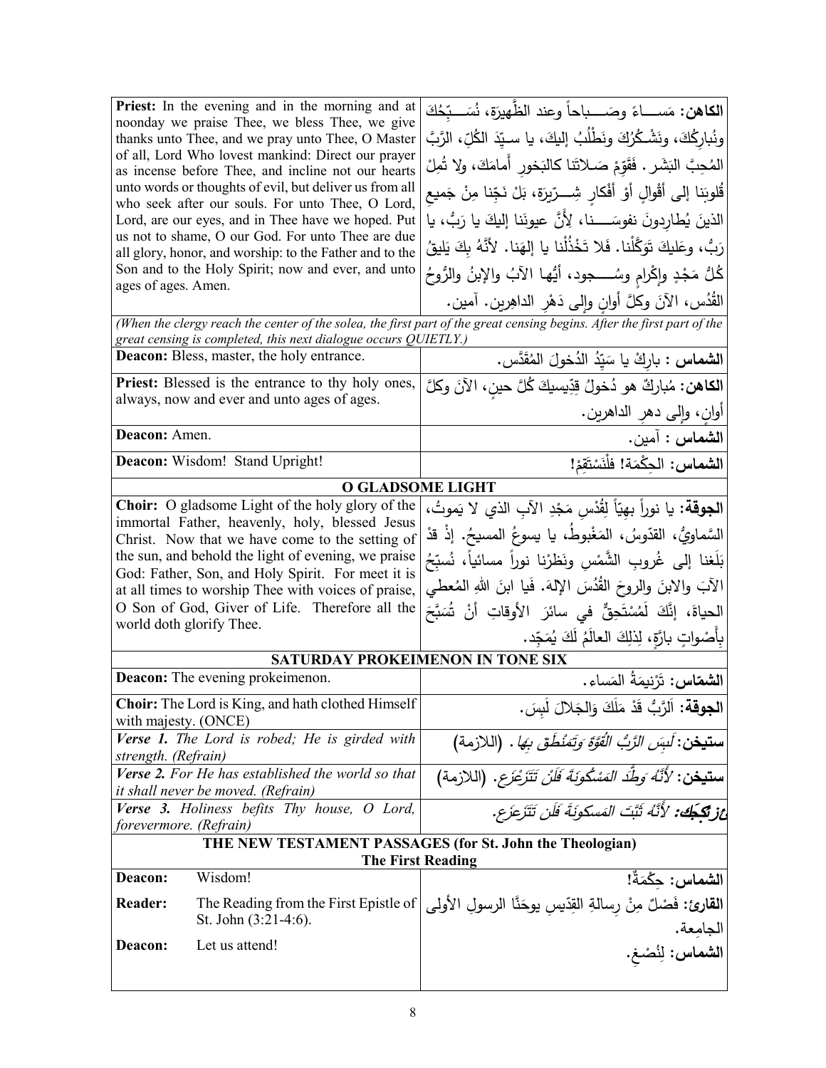| English | Arabic |
|---|---|
| **Priest:** In the evening and in the morning and at noonday we praise Thee, we bless Thee, we give thanks unto Thee, and we pray unto Thee, O Master of all, Lord Who lovest mankind: Direct our prayer as incense before Thee, and incline not our hearts unto words or thoughts of evil, but deliver us from all who seek after our souls. For unto Thee, O Lord, Lord, are our eyes, and in Thee have we hoped. Put us not to shame, O our God. For unto Thee are due all glory, honor, and worship: to the Father and to the Son and to the Holy Spirit; now and ever, and unto ages of ages. Amen. | **الكاهن:** مَســـاءً وصَـــباحاً وعند الظَّهيرَة، نُسَـــبِّحُكَ ونُباركُكَ، ونَشْـكُرُكَ ونَطْلُبُ إليكَ، يا سـيِّدَ الكُلِّ، الرَّبَّ المُحِبَّ البَشَر. فَقَوِّمْ صَـلاتَنا كالبَخورِ أَمامَكَ، ولا تُمِلْ قُلوبَنا إلى أقْوالٍ أوْ أفْكارٍ شِـــرّيرَة، بَلْ نَجِّنا مِنْ جَميعِ الذينَ يُطارِدونَ نفوسَـــنا، لِأنَّ عيونَنا إليكَ يا رَبُّ، يا رَبُّ، وعَليكَ تَوَكَّلْنا. فَلا تَخْذُلْنا يا إلهَنا. لأنَّهُ بِكَ يَليقُ كُلُّ مَجْدٍ وإكْرامٍ وسُـــجود، أيُّها الآبُ والإبنُ والرُّوحُ القُدُس، الآنَ وكلَّ أوانٍ وإلى دَهْرِ الداهِرين. آمين. |
| *(When the clergy reach the center of the solea, the first part of the great censing begins. After the first part of the great censing is completed, this next dialogue occurs QUIETLY.)* | |
| **Deacon:** Bless, master, the holy entrance. | **الشماس :** بارِكْ يا سَيِّدُ الدُخولَ المُقَدَّس. |
| **Priest:** Blessed is the entrance to thy holy ones, always, now and ever and unto ages of ages. | **الكاهن:** مُباركٌ هو دُخولُ قِدِّيسيكَ كُلَّ حينٍ، الآنَ وكلَّ أوانٍ، وإلى دهرِ الداهرين. |
| **Deacon:** Amen. | **الشماس :** آمين. |
| **Deacon:** Wisdom! Stand Upright! | **الشماس:** الحِكْمَة! فلْنَسْتَقِمْ! |
| **O GLADSOME LIGHT** | |
| **Choir:** O gladsome Light of the holy glory of the immortal Father, heavenly, holy, blessed Jesus Christ. Now that we have come to the setting of the sun, and behold the light of evening, we praise God: Father, Son, and Holy Spirit. For meet it is at all times to worship Thee with voices of praise, O Son of God, Giver of Life. Therefore all the world doth glorify Thee. | **الجوقة:** يا نوراً بهيّاً لِقُدْسِ مَجْدِ الآبِ الذي لا يَموتُ، السَّماويُّ، القدّوسُ، المَغْبوطُ، يا يسوعُ المسيحُ. إذْ قدْ بَلَغنا إلى غُروبِ الشَّمْسِ ونَظَرْنا نوراً مسائياً، نُسبِّحُ الآبَ والابنَ والروحَ القُدُسَ الإلهَ. فَيا ابنَ اللهِ المُعطي الحياةَ، إنَّكَ لَمُسْتَحِقٌّ في سائرَ الأوقاتِ أنْ تُسَبَّحَ بِأَصْواتٍ بارَّةٍ، لِذلِكَ العالَمُ لَكَ يُمَجِّد. |
| **SATURDAY PROKEIMENON IN TONE SIX** | |
| **Deacon:** The evening prokeimenon. | **الشمّاس:** تَرْنِيمَةُ المَساء. |
| **Choir:** The Lord is King, and hath clothed Himself with majesty. (ONCE) | **الجوقة:** اَلرَّبُّ قَدْ مَلَكَ وَالجَلالَ لَبِسَ. |
| ***Verse 1.*** *The Lord is robed; He is girded with strength.* *(Refrain)* | **ستيخن:** *لَبِسَ الرَّبُّ القُوَّةَ وَتَمَنْطَقَ بِهَا*. (اللازمة) |
| ***Verse 2.*** *For He has established the world so that it shall never be moved.* *(Refrain)* | **ستيخن:** *لأَنَّهُ وَطَّدَ المَسْكُونَةَ فَلَنْ تَتَزَعْزَع*. (اللازمة) |
| ***Verse 3.*** *Holiness befits Thy house, O Lord, forevermore.* *(Refrain)* | ***عُزْبَكِيك:*** *لأَنَّهُ ثَبَّتَ المَسكونَةَ فَلَن تَتَزَعزَع.* |
| **THE NEW TESTAMENT PASSAGES (for St. John the Theologian)** | |
| **The First Reading** | |
| **Deacon:** Wisdom! | **الشماس:** حِكْمَةٌ! |
| **Reader:** The Reading from the First Epistle of St. John (3:21-4:6). | **القارئ:** فَصْلٌ مِنْ رِسالةِ القِدّيسِ يوحَنَّا الرسولِ الأولى الجامِعة. |
| **Deacon:** Let us attend! | **الشماس:** لِنُصْغِ. |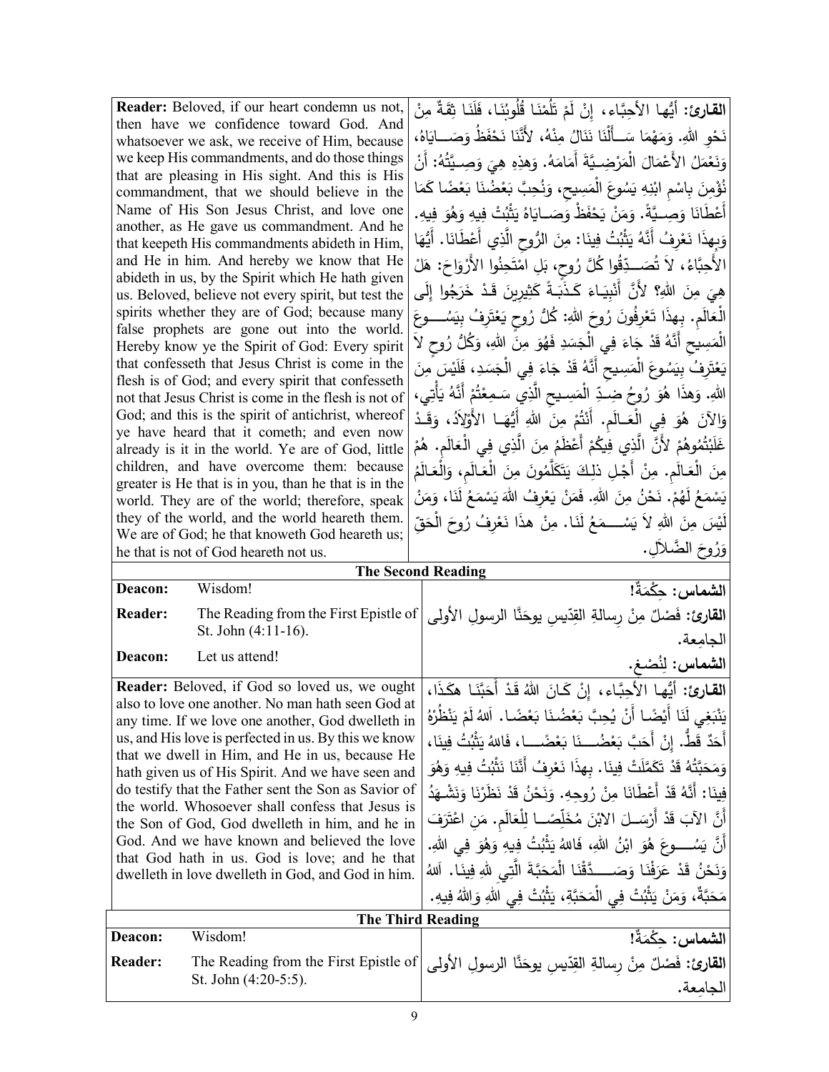| English | Arabic |
| --- | --- |
| **Reader:** Beloved, if our heart condemn us not, then have we confidence toward God. And whatsoever we ask, we receive of Him, because we keep His commandments, and do those things that are pleasing in His sight. And this is His commandment, that we should believe in the Name of His Son Jesus Christ, and love one another, as He gave us commandment. And he that keepeth His commandments abideth in Him, and He in him. And hereby we know that He abideth in us, by the Spirit which He hath given us. Beloved, believe not every spirit, but test the spirits whether they are of God; because many false prophets are gone out into the world. Hereby know ye the Spirit of God: Every spirit that confesseth that Jesus Christ is come in the flesh is of God; and every spirit that confesseth not that Jesus Christ is come in the flesh is not of God; and this is the spirit of antichrist, whereof ye have heard that it cometh; and even now already is it in the world. Ye are of God, little children, and have overcome them: because greater is He that is in you, than he that is in the world. They are of the world; therefore, speak they of the world, and the world heareth them. We are of God; he that knoweth God heareth us; he that is not of God heareth not us. | **القارئ:** أيُّها الأحِبَّاء، إنْ لَمْ تَلُمْنَا قُلُوبُنَا، فَلَنَا ثِقَةٌ مِنْ نَحْوِ اللهِ. وَمَهْمَا سَأَلْنَا نَنَالُ مِنْهُ، لأَنَّنَا نَحْفَظُ وَصَايَاهُ، وَنَعْمَلُ الأَعْمَالَ الْمَرْضِيَّةَ أَمَامَهُ. وَهذِهِ هِيَ وَصِيَّتُهُ: أَنْ نُؤْمِنَ بِاسْمِ ابْنِهِ يَسُوعَ الْمَسِيحِ، وَنُحِبَّ بَعْضُنَا بَعْضًا كَمَا أَعْطَانَا وَصِيَّةً. وَمَنْ يَحْفَظْ وَصَايَاهُ يَثْبُتْ فِيهِ وَهُوَ فِيهِ. وَبِهذَا نَعْرِفُ أَنَّهُ يَثْبُتُ فِينَا: مِنَ الرُّوحِ الَّذِي أَعْطَانَا. أَيُّهَا الأَحِبَّاءُ، لاَ تُصَدِّقُوا كُلَّ رُوحٍ، بَلِ امْتَحِنُوا الأَرْوَاحَ: هَلْ هِيَ مِنَ اللهِ؟ لأَنَّ أَنْبِيَاءَ كَذَبَةً كَثِيرِينَ قَدْ خَرَجُوا إِلَى الْعَالَمِ. بِهذَا تَعْرِفُونَ رُوحَ اللهِ: كُلُّ رُوحٍ يَعْتَرِفُ بِيَسُوعَ الْمَسِيحِ أَنَّهُ قَدْ جَاءَ فِي الْجَسَدِ فَهُوَ مِنَ اللهِ، وَكُلُّ رُوحٍ لاَ يَعْتَرِفُ بِيَسُوعَ الْمَسِيحِ أَنَّهُ قَدْ جَاءَ فِي الْجَسَدِ، فَلَيْسَ مِنَ اللهِ. وَهذَا هُوَ رُوحُ ضِدِّ الْمَسِيحِ الَّذِي سَمِعْتُمْ أَنَّهُ يَأْتِي، وَالآنَ هُوَ فِي الْعَالَمِ. أَنْتُمْ مِنَ اللهِ أَيُّهَا الأَوْلاَدُ، وَقَدْ غَلَبْتُمُوهُمْ لأَنَّ الَّذِي فِيكُمْ أَعْظَمُ مِنَ الَّذِي فِي الْعَالَمِ. هُمْ مِنَ الْعَالَمِ. مِنْ أَجْلِ ذلِكَ يَتَكَلَّمُونَ مِنَ الْعَالَمِ، وَالْعَالَمُ يَسْمَعُ لَهُمْ. نَحْنُ مِنَ اللهِ. فَمَنْ يَعْرِفُ اللهَ يَسْمَعُ لَنَا، وَمَنْ لَيْسَ مِنَ اللهِ لاَ يَسْمَعُ لَنَا. مِنْ هذَا نَعْرِفُ رُوحَ الْحَقِّ وَرُوحَ الضَّلاَلِ. |

## The Second Reading

| | | |
| --- | --- | --- |
| **Deacon:** | Wisdom! | **الشماس: حِكْمَةٌ!** |
| **Reader:** | The Reading from the First Epistle of St. John (4:11-16). | **القارئ:** فَصْلٌ مِنْ رِسالةِ القدّيسِ يوحَنَّا الرسولِ الأولى الجامِعة. |
| **Deacon:** | Let us attend! | **الشماس:** لِنُصْغِ. |

| English | Arabic |
| --- | --- |
| **Reader:** Beloved, if God so loved us, we ought also to love one another. No man hath seen God at any time. If we love one another, God dwelleth in us, and His love is perfected in us. By this we know that we dwell in Him, and He in us, because He hath given us of His Spirit. And we have seen and do testify that the Father sent the Son as Savior of the world. Whosoever shall confess that Jesus is the Son of God, God dwelleth in him, and he in God. And we have known and believed the love that God hath in us. God is love; and he that dwelleth in love dwelleth in God, and God in him. | **القارئ:** أيُّها الأحِبَّاء، إنْ كَانَ اللهُ قَدْ أَحَبَّنَا هكَذَا، يَنْبَغِي لَنَا أَيْضًا أَنْ يُحِبَّ بَعْضُنَا بَعْضًا. اَللهُ لَمْ يَنْظُرْهُ أَحَدٌ قَطُّ. إِنْ أَحَبَّ بَعْضُنَا بَعْضًا، فَاللهُ يَثْبُتُ فِينَا، وَمَحَبَّتُهُ قَدْ تَكَمَّلَتْ فِينَا. بِهذَا نَعْرِفُ أَنَّنَا نَثْبُتُ فِيهِ وَهُوَ فِينَا: أَنَّهُ قَدْ أَعْطَانَا مِنْ رُوحِهِ. وَنَحْنُ قَدْ نَظَرْنَا وَنَشْهَدُ أَنَّ الآبَ قَدْ أَرْسَلَ الابْنَ مُخَلِّصًا لِلْعَالَمِ. مَنِ اعْتَرَفَ أَنَّ يَسُوعَ هُوَ ابْنُ اللهِ، فَاللهُ يَثْبُتُ فِيهِ وَهُوَ فِي اللهِ. وَنَحْنُ قَدْ عَرَفْنَا وَصَدَّقْنَا الْمَحَبَّةَ الَّتِي للهِ فِينَا. اَللهُ مَحَبَّةٌ، وَمَنْ يَثْبُتْ فِي الْمَحَبَّةِ، يَثْبُتْ فِي اللهِ وَاللهُ فِيهِ. |

## The Third Reading

| | | |
| --- | --- | --- |
| **Deacon:** | Wisdom! | **الشماس: حِكْمَةٌ!** |
| **Reader:** | The Reading from the First Epistle of St. John (4:20-5:5). | **القارئ:** فَصْلٌ مِنْ رِسالةِ القدّيسِ يوحَنَّا الرسولِ الأولى الجامِعة. |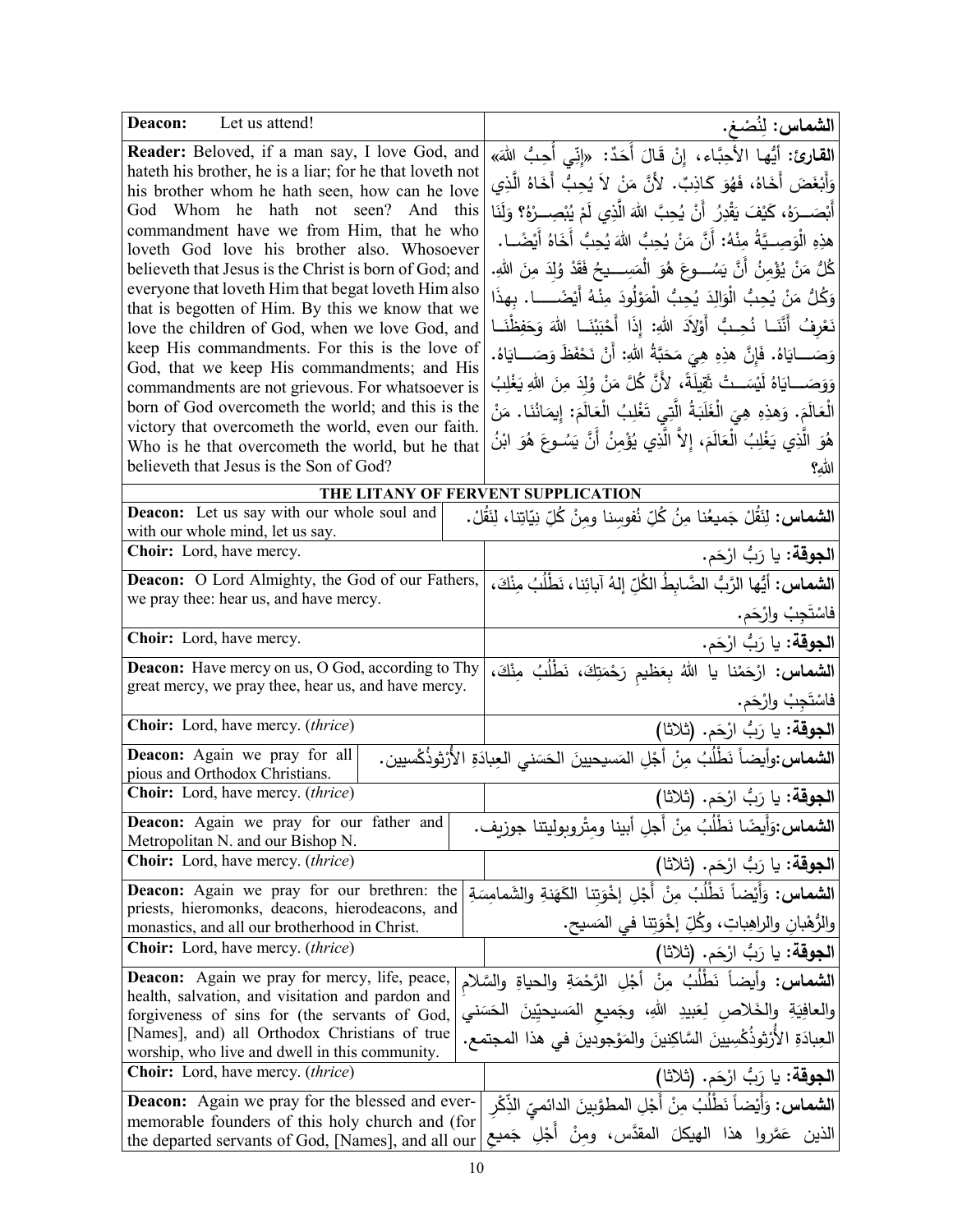| | |
|---|---|
| **Deacon:** Let us attend! | **الشماس:** لِنُصْغِ. |
| **Reader:** Beloved, if a man say, I love God, and hateth his brother, he is a liar; for he that loveth not his brother whom he hath seen, how can he love God Whom he hath not seen? And this commandment have we from Him, that he who loveth God love his brother also. Whosoever believeth that Jesus is the Christ is born of God; and everyone that loveth Him that begat loveth Him also that is begotten of Him. By this we know that we love the children of God, when we love God, and keep His commandments. For this is the love of God, that we keep His commandments; and His commandments are not grievous. For whatsoever is born of God overcometh the world; and this is the victory that overcometh the world, even our faith. Who is he that overcometh the world, but he that believeth that Jesus is the Son of God? | **القارئ:** أيُّها الأحِبَّاء، إنْ قَالَ أَحَدٌ: «إنِّي أُحِبُّ اللهَ» وَأَبْغَضَ أَخَاهُ، فَهُوَ كَاذِبٌ. لأنَّ مَنْ لاَ يُحِبُّ أَخَاهُ الَّذِي أَبْصَرَهُ، كَيْفَ يَقْدِرُ أَنْ يُحِبَّ الله الَّذِي لَمْ يُبْصِرْهُ؟ وَلَنَا هذِهِ الْوَصِيَّةُ مِنْهُ: أَنَّ مَنْ يُحِبُّ اللهَ يُحِبُّ أَخَاهُ أَيْضًا. كُلُّ مَنْ يُؤْمِنُ أَنَّ يَسُوعَ هُوَ الْمَسِيحُ فَقَدْ وُلِدَ مِنَ اللهِ. وَكُلُّ مَنْ يُحِبُّ الْوَالِدَ يُحِبُّ الْمَوْلُودَ مِنْهُ أَيْضًا. بِهذَا نَعْرِفُ أَنَّنَا نُحِبُّ أَوْلاَدَ اللهِ: إِذَا أَحْبَبْنَا اللهَ وَحَفِظْنَا وَصَايَاهُ. فَإِنَّ هذِهِ هِيَ مَحَبَّةُ اللهِ: أَنْ نَحْفَظَ وَصَايَاهُ. وَوَصَايَاهُ لَيْسَتْ ثَقِيلَةً، لأَنَّ كُلَّ مَنْ وُلِدَ مِنَ اللهِ يَغْلِبُ الْعَالَمَ. وَهذِهِ هِيَ الْغَلَبَةُ الَّتِي تَغْلِبُ الْعَالَمَ: إِيمَانُنَا. مَنْ هُوَ الَّذِي يَغْلِبُ الْعَالَمَ، إِلاَّ الَّذِي يُؤْمِنُ أَنَّ يَسُوعَ هُوَ ابْنُ اللهِ؟ |

**THE LITANY OF FERVENT SUPPLICATION**

| | |
|---|---|
| **Deacon:** Let us say with our whole soul and with our whole mind, let us say. | **الشماس:** لِنَقُلْ جَميعُنا مِنُ كُلِّ نُفوسِنا ومِنْ كُلِّ نِيّاتِنا، لِنَقُلْ. |
| **Choir:** Lord, have mercy. | **الجوقة:** يا رَبُّ ارْحَم. |
| **Deacon:** O Lord Almighty, the God of our Fathers, we pray thee: hear us, and have mercy. | **الشماس:** أَيُّها الرَّبُّ الضَّابِطُ الكُلِّ إلهُ آبائِنا، نَطْلُبُ مِنْكَ، فاسْتَجِبْ وارْحَم. |
| **Choir:** Lord, have mercy. | **الجوقة:** يا رَبُّ ارْحَم. |
| **Deacon:** Have mercy on us, O God, according to Thy great mercy, we pray thee, hear us, and have mercy. | **الشماس:** ارْحَمْنا يا اللهُ بِعَظيمِ رَحْمَتِكَ، نَطْلُبُ مِنْكَ، فاسْتَجِبْ وارْحَم. |
| **Choir:** Lord, have mercy. (*thrice*) | **الجوقة:** يا رَبُّ ارْحَم. (ثلاثا) |
| **Deacon:** Again we pray for all pious and Orthodox Christians. | **الشماس:** وأيضاً نَطْلُبُ مِنْ أَجْلِ المَسيحيينَ الحَسَني العِبادَةِ الأَرْثوذُكسيين. |
| **Choir:** Lord, have mercy. (*thrice*) | **الجوقة:** يا رَبُّ ارْحَم. (ثلاثا) |
| **Deacon:** Again we pray for our father and Metropolitan N. and our Bishop N. | **الشماس:** وَأَيضًا نَطْلُبُ مِنْ أَجلِ أبينا ومِتْروبوليتنا جوزيف. |
| **Choir:** Lord, have mercy. (*thrice*) | **الجوقة:** يا رَبُّ ارْحَم. (ثلاثا) |
| **Deacon:** Again we pray for our brethren: the priests, hieromonks, deacons, hierodeacons, and monastics, and all our brotherhood in Christ. | **الشماس:** وَأَيْضاً نَطْلُبُ مِنْ أَجْلِ إِخْوَتِنا الكَهَنةِ والشَمامِسَةِ والرُهْبانِ والراهِباتِ، وكُلِّ إخْوَتِنا في المَسيح. |
| **Choir:** Lord, have mercy. (*thrice*) | **الجوقة:** يا رَبُّ ارْحَم. (ثلاثا) |
| **Deacon:** Again we pray for mercy, life, peace, health, salvation, and visitation and pardon and forgiveness of sins for (the servants of God, [Names], and) all Orthodox Christians of true worship, who live and dwell in this community. | **الشماس:** وأيضاً نَطْلُبُ مِنْ أَجْلِ الرَّحْمَةِ والحياةِ والسَّلامِ والعافِيَةِ والخَلاصِ لِعَبيدِ اللهِ، وجَميعِ المَسيحيّينَ الحَسَني العِبادَةِ الأَرْثوذُكْسِيينَ السَّاكِنينَ والمَوْجودينَ في هذا المجتمع. |
| **Choir:** Lord, have mercy. (*thrice*) | **الجوقة:** يا رَبُّ ارْحَم. (ثلاثا) |
| **Deacon:** Again we pray for the blessed and ever-memorable founders of this holy church and (for the departed servants of God, [Names], and all our | **الشماس:** وَأَيْضاً نَطْلُبُ مِنْ أَجْلِ المطوَّبينَ الدائميّ الذِّكْرِ الذين عَمَّروا هذا الهيكلَ المقدَّس، ومِنْ أَجْلِ جَميعِ |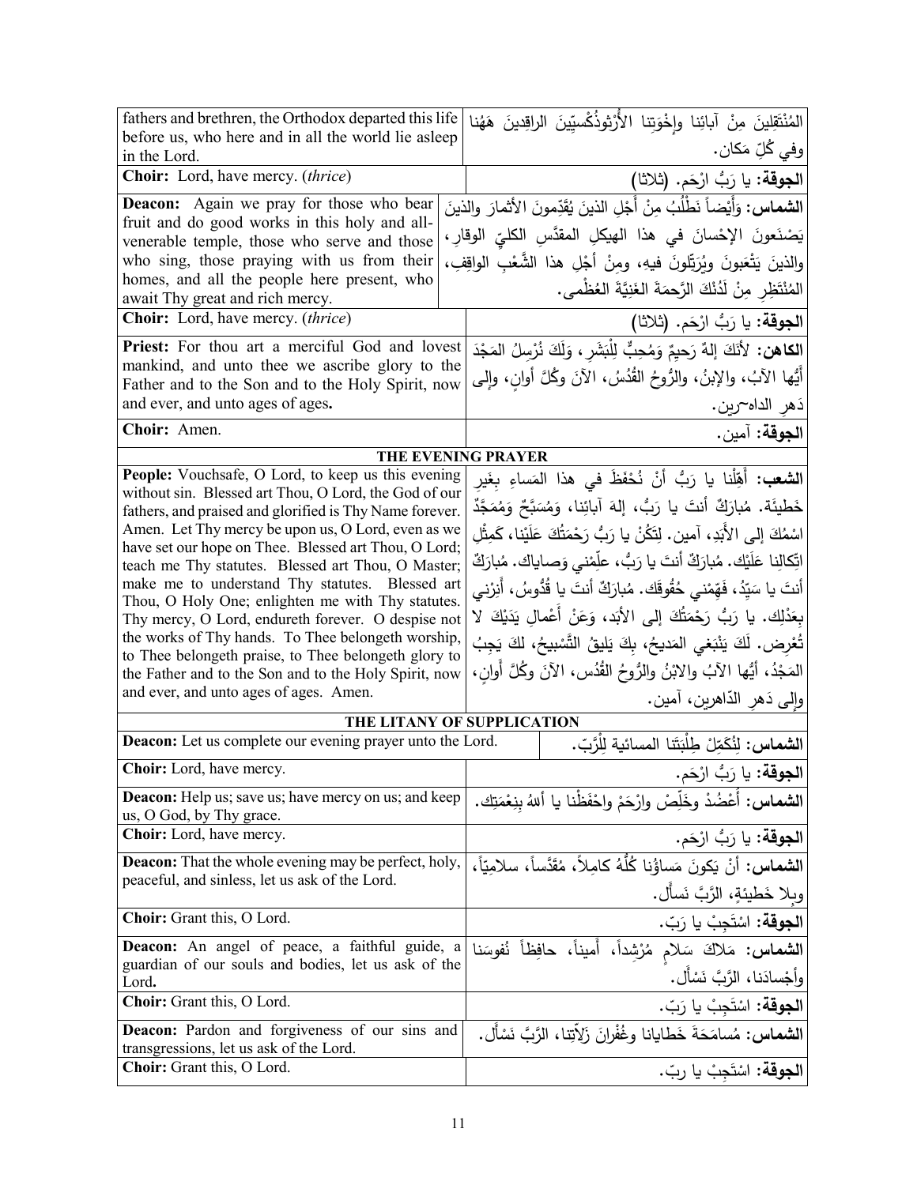| | |
|---|---|
| fathers and brethren, the Orthodox departed this life before us, who here and in all the world lie asleep in the Lord. | المُنْتَقِلينَ مِنْ آبائِنا وإِخْوَتِنا الأُرْثوذُكْسِيّينَ الراقِدينَ هَهُنا وفي كُلِّ مَكان. |
| **Choir:** Lord, have mercy. (*thrice*) | **الجوقة:** يا رَبُّ ارْحَم. (ثلاثا) |
| **Deacon:** Again we pray for those who bear fruit and do good works in this holy and all-venerable temple, those who serve and those who sing, those praying with us from their homes, and all the people here present, who await Thy great and rich mercy. | **الشماس:** وَأَيْضاً نَطْلُبُ مِنْ أَجْلِ الذينَ يُقَدِّمونَ الأثمارَ والذينَ يَصْنَعونَ الإِحْسانَ في هذا الهيكلِ المقدَّسِ الكليِّ الوقارِ، والذينَ يَتْعَبونَ ويُرَتِّلونَ فيهِ، ومِنْ أَجْلِ هذا الشَّعْبِ الواقِفِ، المُنْتَظِرِ مِنْ لَدُنْكَ الرَّحمَةَ الغَنِيَّةَ العُظْمى. |
| **Choir:** Lord, have mercy. (*thrice*) | **الجوقة:** يا رَبُّ ارْحَم. (ثلاثا) |
| **Priest:** For thou art a merciful God and lovest mankind, and unto thee we ascribe glory to the Father and to the Son and to the Holy Spirit, now and ever, and unto ages of ages. | **الكاهن:** لأنَكَ إلهٌ رَحيمٌ وَمُحِبٌّ لِلْبَشَرِ، وَلَكَ نُرْسِلُ المَجْدَ أَيُّها الآبُ، والإبنُ، والرُّوحُ القُدُسُ، الآنَ وكُلَّ أوانٍ، وإلى دَهرِ الداه~رين. |
| **Choir:** Amen. | **الجوقة:** آمين. |

**THE EVENING PRAYER**

| | |
|---|---|
| **People:** Vouchsafe, O Lord, to keep us this evening without sin. Blessed art Thou, O Lord, the God of our fathers, and praised and glorified is Thy Name forever. Amen. Let Thy mercy be upon us, O Lord, even as we have set our hope on Thee. Blessed art Thou, O Lord; teach me Thy statutes. Blessed art Thou, O Master; make me to understand Thy statutes. Blessed art Thou, O Holy One; enlighten me with Thy statutes. Thy mercy, O Lord, endureth forever. O despise not the works of Thy hands. To Thee belongeth worship, to Thee belongeth praise, to Thee belongeth glory to the Father and to the Son and to the Holy Spirit, now and ever, and unto ages of ages. Amen. | **الشعب:** أَهِّلْنا يا رَبُّ أنْ نُحْفَظَ في هذا المَساءِ بِغَيرِ خَطيئَة. مُبارَكٌ أنتَ يا رَبُّ، إلهَ آبائِنا، وَمُسَبَّحٌ وَمُمَجَّدٌ اسْمُكَ إلى الأَبَدِ، آمين. لِتَكُنْ يا رَبُّ رَحْمَتُكَ عَلَيْنا، كَمِثْلِ اتِّكالِنا عَلَيْك. مُبارَكٌ أنتَ يا رَبُّ، عَلِّمْني وَصاياك. مُبارَكٌ أنتَ يا سَيِّدُ، فَهِّمْني حُقُوقَك. مُبارَكٌ أنتَ يا قُدُّوسُ، أَنِرْني بِعَدْلِك. يا رَبُّ رَحْمَتُكَ إلى الأَبَد، وَعَنْ أَعْمالِ يَدَيْكَ لا تُعْرِض. لَكَ يَنْبَغي المَديحُ، بِكَ يَليقُ التَّسْبيحُ، لكَ يَجِبُ المَجْدُ، أَيُّها الآبُ والابْنُ والرُّوحُ القُدُس، الآنَ وكُلَّ أَوانٍ، وإلى دَهرِ الدّاهرين، آمين. |

**THE LITANY OF SUPPLICATION**

| | |
|---|---|
| **Deacon:** Let us complete our evening prayer unto the Lord. | **الشماس:** لِنُكَمِّلْ طِلْبَتَنا المسائية لِلْرَّبّ. |
| **Choir:** Lord, have mercy. | **الجوقة:** يا رَبُّ ارْحَم. |
| **Deacon:** Help us; save us; have mercy on us; and keep us, O God, by Thy grace. | **الشماس:** أَعْضُدْ وخَلِّصْ وارْحَمْ واحْفَظْنا يا أللهُ بِنِعْمَتِك. |
| **Choir:** Lord, have mercy. | **الجوقة:** يا رَبُّ ارْحَم. |
| **Deacon:** That the whole evening may be perfect, holy, peaceful, and sinless, let us ask of the Lord. | **الشماس:** أنْ يَكونَ مَساؤُنا كُلُّهُ كامِلاً، مُقَدَّساً، سلامِيّاً، وبِلا خَطيئةٍ، الرَّبَّ نَسأَل. |
| **Choir:** Grant this, O Lord. | **الجوقة:** اسْتَجِبْ يا رَبّ. |
| **Deacon:** An angel of peace, a faithful guide, a guardian of our souls and bodies, let us ask of the Lord. | **الشماس:** مَلاكَ سَلامٍ مُرْشِداً، أَميناً، حافِظاً نُفوسَنا وأَجْسادَنا، الرَّبَّ نَسْأَل. |
| **Choir:** Grant this, O Lord. | **الجوقة:** اسْتَجِبْ يا رَبّ. |
| **Deacon:** Pardon and forgiveness of our sins and transgressions, let us ask of the Lord. | **الشماس:** مُسامَحَةَ خَطايانا وغُفْرانَ زَلاّتِنا، الرَّبَّ نَسْأَل. |
| **Choir:** Grant this, O Lord. | **الجوقة:** اسْتَجِبْ يا ربّ. |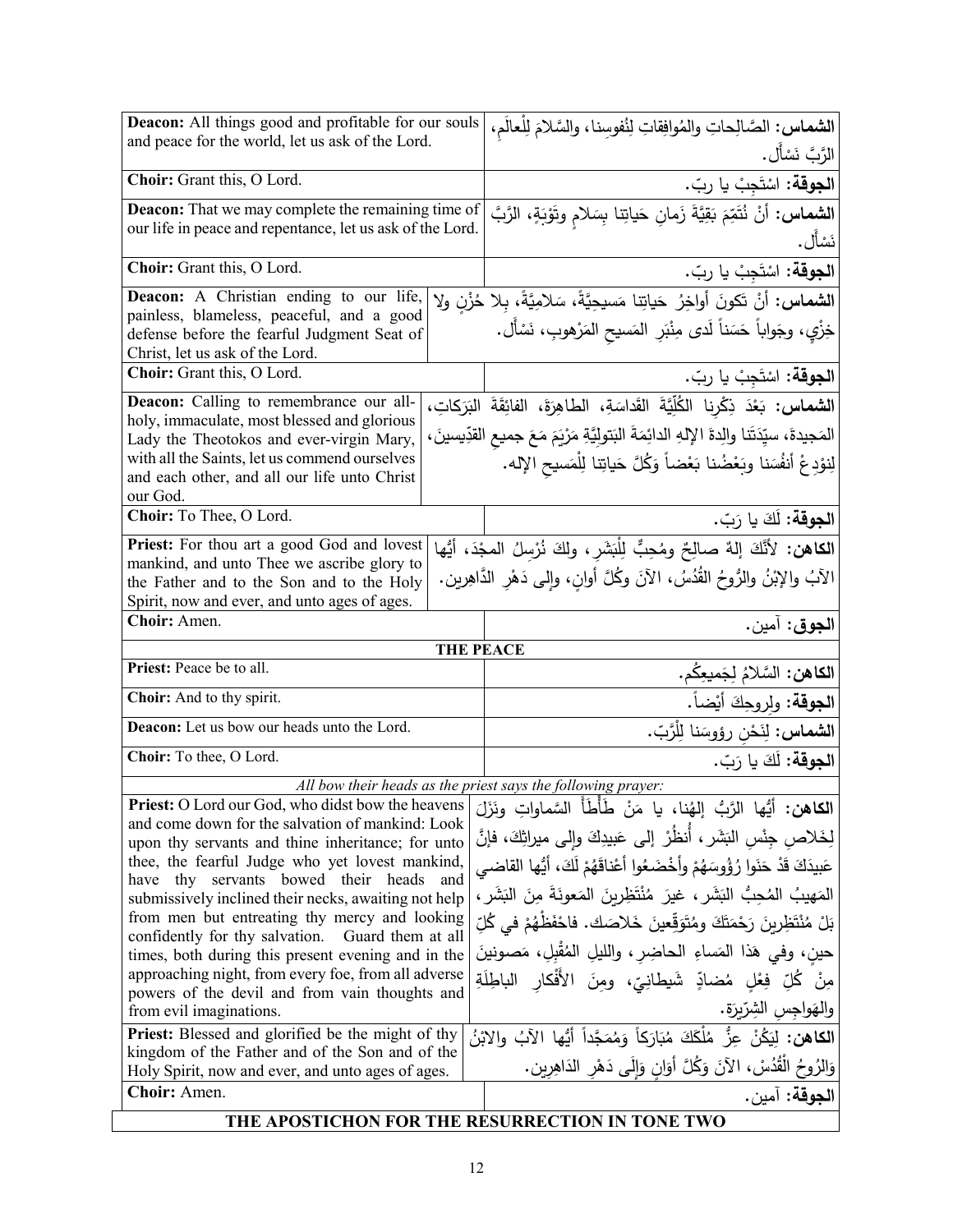| | |
|---|---|
| **Deacon:** All things good and profitable for our souls and peace for the world, let us ask of the Lord. | **الشماس:** الصَّالِحاتِ والمُوافِقاتِ لِنُفوسِنا، والسَّلامَ لِلْعالَمِ، الرَّبَّ نَسْأَل. |
| **Choir:** Grant this, O Lord. | **الجوقة:** اسْتَجِبْ يا ربّ. |
| **Deacon:** That we may complete the remaining time of our life in peace and repentance, let us ask of the Lord. | **الشماس:** أنْ نُتَمِّمَ بَقِيَّةَ زَمانِ حَياتِنا بِسَلامٍ وتَوْبَةٍ، الرَّبَّ نَسْأل. |
| **Choir:** Grant this, O Lord. | **الجوقة:** اسْتَجِبْ يا ربّ. |
| **Deacon:** A Christian ending to our life, painless, blameless, peaceful, and a good defense before the fearful Judgment Seat of Christ, let us ask of the Lord. | **الشماس:** أنْ تَكونَ أواخِرُ حَياتِنا مَسيحِيَّةً، سَلامِيَّةً، بِلا حُزْنٍ ولا خِزْيٍ، وجَواباً حَسَناً لَدى مِنْبَرِ المَسيحِ المَرْهوبِ، نَسْأَل. |
| **Choir:** Grant this, O Lord. | **الجوقة:** اسْتَجِبْ يا ربّ. |
| **Deacon:** Calling to remembrance our all-holy, immaculate, most blessed and glorious Lady the Theotokos and ever-virgin Mary, with all the Saints, let us commend ourselves and each other, and all our life unto Christ our God. | **الشماس:** بَعْدَ ذِكْرِنا الكُلِّيَّةَ القَداسَةِ، الطاهِرَةَ، الفائِقَةَ البَرَكاتِ، المَجيدةَ، سيِّدَتَنا والِدةَ الإلهِ الدائِمَةَ البَتولِيَّةِ مَرْيَمَ مَعَ جميعِ القدِّيسينَ، لِنوْدِعْ أنفُسَنا وبَعْضُنا بَعْضاً وَكُلَّ حَياتِنا لِلْمَسيحِ الإله. |
| **Choir:** To Thee, O Lord. | **الجوقة:** لَكَ يا رَبّ. |
| **Priest:** For thou art a good God and lovest mankind, and unto Thee we ascribe glory to the Father and to the Son and to the Holy Spirit, now and ever, and unto ages of ages. | **الكاهن:** لأنَّكَ إلهٌ صالِحٌ ومُحِبٌّ لِلْبَشَرِ، ولكَ نُرْسِلُ المجْدَ، أيُّها الآبُ والإبْنُ والرُّوحُ القُدُسُ، الآنَ وكُلَّ أوانٍ، وإلى دَهْرِ الدَّاهِرين. |
| **Choir:** Amen. | **الجوق:** آمين. |

**THE PEACE**

| | |
|---|---|
| **Priest:** Peace be to all. | **الكاهن:** السَّلامُ لِجَميعِكُم. |
| **Choir:** And to thy spirit. | **الجوقة:** ولِروحِكَ أيْضاً. |
| **Deacon:** Let us bow our heads unto the Lord. | **الشماس:** لِنَحْنِ رؤوسَنا لِلْرَّبّ. |
| **Choir:** To thee, O Lord. | **الجوقة:** لَكَ يا رَبّ. |

*All bow their heads as the priest says the following prayer:*

| | |
|---|---|
| **Priest:** O Lord our God, who didst bow the heavens and come down for the salvation of mankind: Look upon thy servants and thine inheritance; for unto thee, the fearful Judge who yet lovest mankind, have thy servants bowed their heads and submissively inclined their necks, awaiting not help from men but entreating thy mercy and looking confidently for thy salvation. Guard them at all times, both during this present evening and in the approaching night, from every foe, from all adverse powers of the devil and from vain thoughts and from evil imaginations. | **الكاهن:** أيُّها الرَّبُّ إلهُنا، يا مَنْ طَأْطَأَ السَّماواتِ ونَزَلَ لِخَلاصِ جِنْسِ البَشَرِ، أُنظُرْ إلى عَبيدِكَ وإلى ميراثِكَ، فإنَّ عَبيدَكَ قَدْ حَنَوا رُؤُوسَهُمْ وأَخْضَعُوا أعْناقَهُمْ لَكَ، أيُّها القاضي المَهيبُ المُحِبُّ البَشَرِ، غيرَ مُنْتَظِرِينَ المَعونَةَ مِنَ البَشَرِ، بَلْ مُنْتَظِرِينَ رَحْمَتَكَ ومُتَوَقِّعِينَ خَلاصَك. فاحْفَظْهُمْ في كُلِّ حينٍ، وفي هَذا المَساءِ الحاضِرِ، والليلِ المُقْبِلِ، مَصونينَ مِنْ كُلِّ فِعْلٍ مُضادٍّ شَيطانِيّ، ومِنَ الأَفْكارِ الباطِلَةِ والهَواجِسِ الشِرّيرَة. |
| **Priest:** Blessed and glorified be the might of thy kingdom of the Father and of the Son and of the Holy Spirit, now and ever, and unto ages of ages. | **الكاهن:** لِيَكُنْ عِزُّ مُلْكَكَ مُبَارَكاً وَمُمَجَّداً أيُّها الآبُ والابْنُ وَالرُوحُ الْقُدُسْ، الآنَ وَكُلَّ أوَانٍ وَإلَى دَهْرِ الدَاهِرِين. |
| **Choir:** Amen. | **الجوقة:** آمين. |

**THE APOSTICHON FOR THE RESURRECTION IN TONE TWO**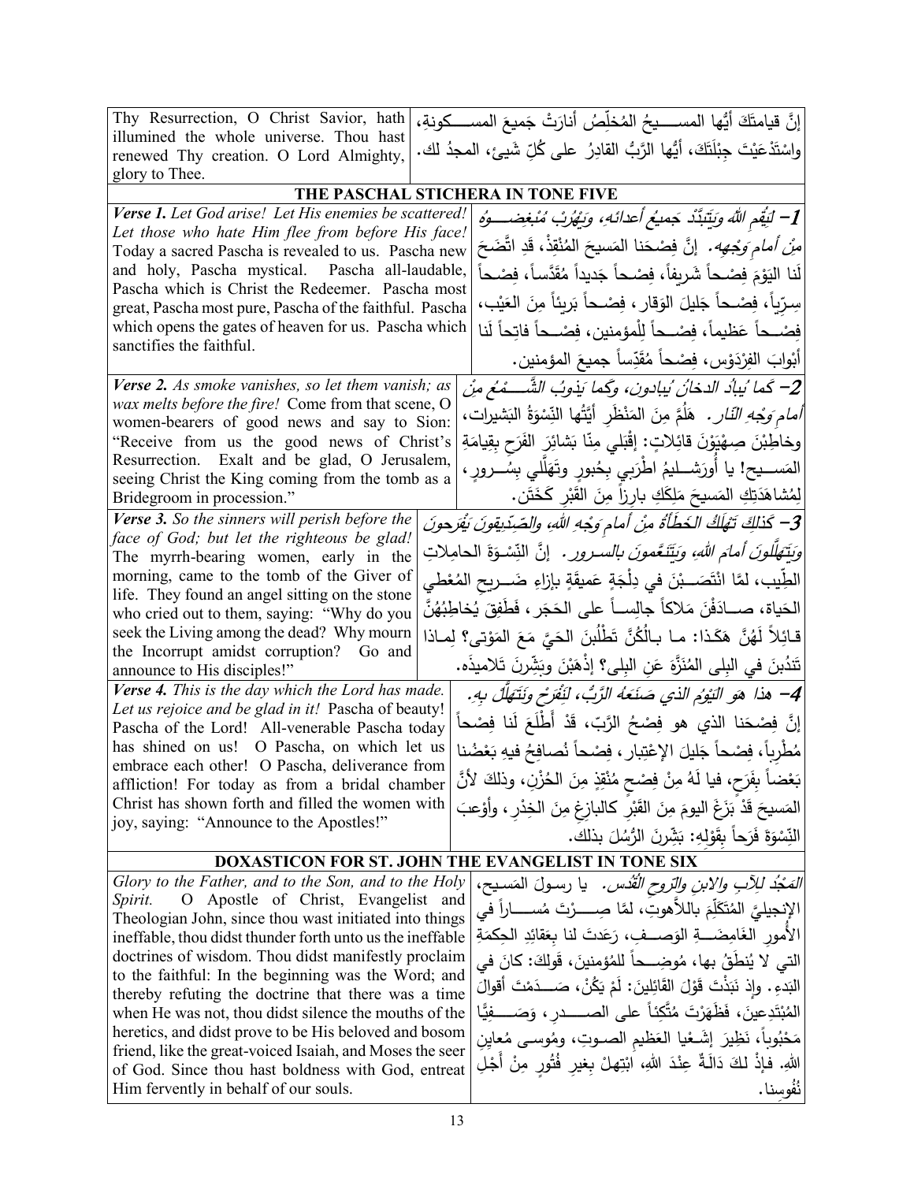| Thy Resurrection, O Christ Savior, hath illumined the whole universe. Thou hast renewed Thy creation. O Lord Almighty, glory to Thee. | إنَّ قيامتَكَ أيُّها المسـيحُ المُخلِّصُ أنارَتْ جَميعَ المسـكونةِ، واسْتَدْعَيْتَ جِبْلَتَكَ، أيُّها الرَّبُّ القادِرُ على كُلِّ شَيئٍ، المجدُ لك. |
|---|---|

**THE PASCHAL STICHERA IN TONE FIVE**

| | |
|---|---|
| ***Verse 1.*** *Let God arise! Let His enemies be scattered! Let those who hate Him flee from before His face!* Today a sacred Pascha is revealed to us. Pascha new and holy, Pascha mystical. Pascha all-laudable, Pascha which is Christ the Redeemer. Pascha most great, Pascha most pure, Pascha of the faithful. Pascha which opens the gates of heaven for us. Pascha which sanctifies the faithful. | *1– لِيَقُم اللهُ وَيَتَبَدَّد جَميعُ أعدائهِ، وَيَهْرُبْ مُبْغِضـوهُ مِنْ أمامِ وَجْهِهِ.* إنَّ فِصْحَنا المَسيحَ المُنْقِذَ، قَدِ اتَّضَحَ لَنا اليَوْمَ فِصْحاً شَريفاً، فِصْحاً جَديداً مُقَدَّساً، فِصْحاً سِرِّياً، فِصْحاً جَليلَ الوَقارِ، فِصْحاً بَريئاً مِنَ العَيْبِ، فِصْحاً عَظيماً، فِصْحاً لِلْمؤمنين، فِصْحاً فاتِحاً لَنا أبْوابَ الفِرْدَوْس، فِصْحاً مُقَدِّساً جميعَ المؤمنين. |
| ***Verse 2.*** *As smoke vanishes, so let them vanish; as wax melts before the fire!* Come from that scene, O women-bearers of good news and say to Sion: "Receive from us the good news of Christ's Resurrection. Exalt and be glad, O Jerusalem, seeing Christ the King coming from the tomb as a Bridegroom in procession." | *2– كَما يُبادُ الدخانُ يُبادون، وكَما يَذوبُ الشَّمْعُ مِنْ أمامِ وَجْهِ النّار.* هَلُمَّ مِنَ المَنْظَرِ أيَّتُها النِّسْوَةُ البَشيرات، وخاطِبْنَ صِهْيَوْنَ قائِلاتٍ: إقْبَلي مِنّا بَشائِرَ الفَرَحِ بِقِيامَةِ المَسيح! يا أُورَشَليمُ اطْرَبي بِحُبورٍ وتَهَلَّلي بِسُرورٍ، لِمُشاهَدَتِكِ المَسيحَ مَلِكَكِ بارِزاً مِنَ القَبْرِ كَخَتَن. |
| ***Verse 3.*** *So the sinners will perish before the face of God; but let the righteous be glad!* The myrrh-bearing women, early in the morning, came to the tomb of the Giver of life. They found an angel sitting on the stone who cried out to them, saying: "Why do you seek the Living among the dead? Why mourn the Incorrupt amidst corruption? Go and announce to His disciples!" | *3– كَذلِكَ تَهْلَكُ الخَطَأةُ مِنْ أمامِ وَجْهِ اللهِ، والصِّدّيقونَ يَفْرَحونَ وَيَتَهَلَّلونَ أمامَ اللهِ، وَيَتَنَعَّمونَ بالسرور.* إنَّ النِّسْوَةَ الحامِلاتِ الطِّيب، لَمّا انْتَصَبْنَ في دِلْجَةٍ عَميقَةٍ بِإزاءِ ضَريحِ المُعْطي الحَياة، صادَفْنَ مَلاكاً جالِساً على الحَجَر، فَطَفِقَ يُخاطِبُهُنَّ قائِلاً لَهُنَّ هَكَذا: ما بالُكُنَّ تَطْلُبْنَ الحَيَّ مَعَ المَوْتى؟ لِماذا تَنْدُبْنَ في البِلى المُنَزَّهَ عَنِ البِلى؟ إذْهَبْنَ وبَشِّرْنَ تَلاميذَه. |
| ***Verse 4.*** *This is the day which the Lord has made. Let us rejoice and be glad in it!* Pascha of beauty! Pascha of the Lord! All-venerable Pascha today has shined on us! O Pascha, on which let us embrace each other! O Pascha, deliverance from affliction! For today as from a bridal chamber Christ has shown forth and filled the women with joy, saying: "Announce to the Apostles!" | *4– هذا هوَ اليَوْمُ الذي صَنَعَهُ الرَّبُّ، لِنَفْرَحْ وَنَتَهَلَّلْ بِهِ.* إنَّ فِصْحَنا الذي هو فِصْحُ الرَّبِّ، قَدْ أَطْلَعَ لَنا فِصْحاً مُطْرِباً، فِصْحاً جَليلَ الإعْتِبار، فِصْحاً نُصافِحُ فيهِ بَعْضُنا بَعْضاً بِفَرَحٍ، فيا لَهُ مِنْ فِصْحٍ مُنْقِذٍ مِنَ الحُزْن، وذلكَ لأنَّ المَسيحَ قَدْ بَزَغَ اليومَ مِنَ القَبْرِ كالبازِغِ مِنَ الخِدْرِ، وأوْعَبَ النِّسْوَةَ فَرَحاً بِقَوْلِهِ: بَشِّرْنَ الرُّسُلَ بذلك. |

**DOXASTICON FOR ST. JOHN THE EVANGELIST IN TONE SIX**

| | |
|---|---|
| *Glory to the Father, and to the Son, and to the Holy Spirit.* O Apostle of Christ, Evangelist and Theologian John, since thou wast initiated into things ineffable, thou didst thunder forth unto us the ineffable doctrines of wisdom. Thou didst manifestly proclaim to the faithful: In the beginning was the Word; and thereby refuting the doctrine that there was a time when He was not, thou didst silence the mouths of the heretics, and didst prove to be His beloved and bosom friend, like the great-voiced Isaiah, and Moses the seer of God. Since thou hast boldness with God, entreat Him fervently in behalf of our souls. | *المَجْدُ للآبِ والابنِ والرّوحِ القُدُس.* يا رسولَ المَسيحِ، الإنجيليَّ المُتَكَلِّمَ باللاّهوتِ، لمَّا صِرْتَ مُساراً في الأُمورِ الغامِضَةِ الوَصفِ، رَعَدتَ لنا بِعَقائِدِ الحِكمَةِ التي لا يُنطَقُ بها، مُوضِحاً للمُؤمنينَ، قَولَكَ: كانَ في البَدءِ. وإذْ نَبَذْتَ قَوْلَ القائِلينَ: لَمْ يَكُنْ، صَدَمْتَ أقوالَ المُبْتَدِعينَ، فَظَهَرْتَ مُتَّكِئاً على الصَدرِ، وَصَفِيًّا مَحْبُوباً، نَظيرَ إشَعْيا العَظيمِ الصوتِ، ومُوسى مُعايِنِ اللهِ. فإذْ لكَ دالَّةٌ عِنْدَ اللهِ، ابْتَهِلْ بغيرِ فُتُورٍ مِنْ أجْلِ نُفُوسِنا. |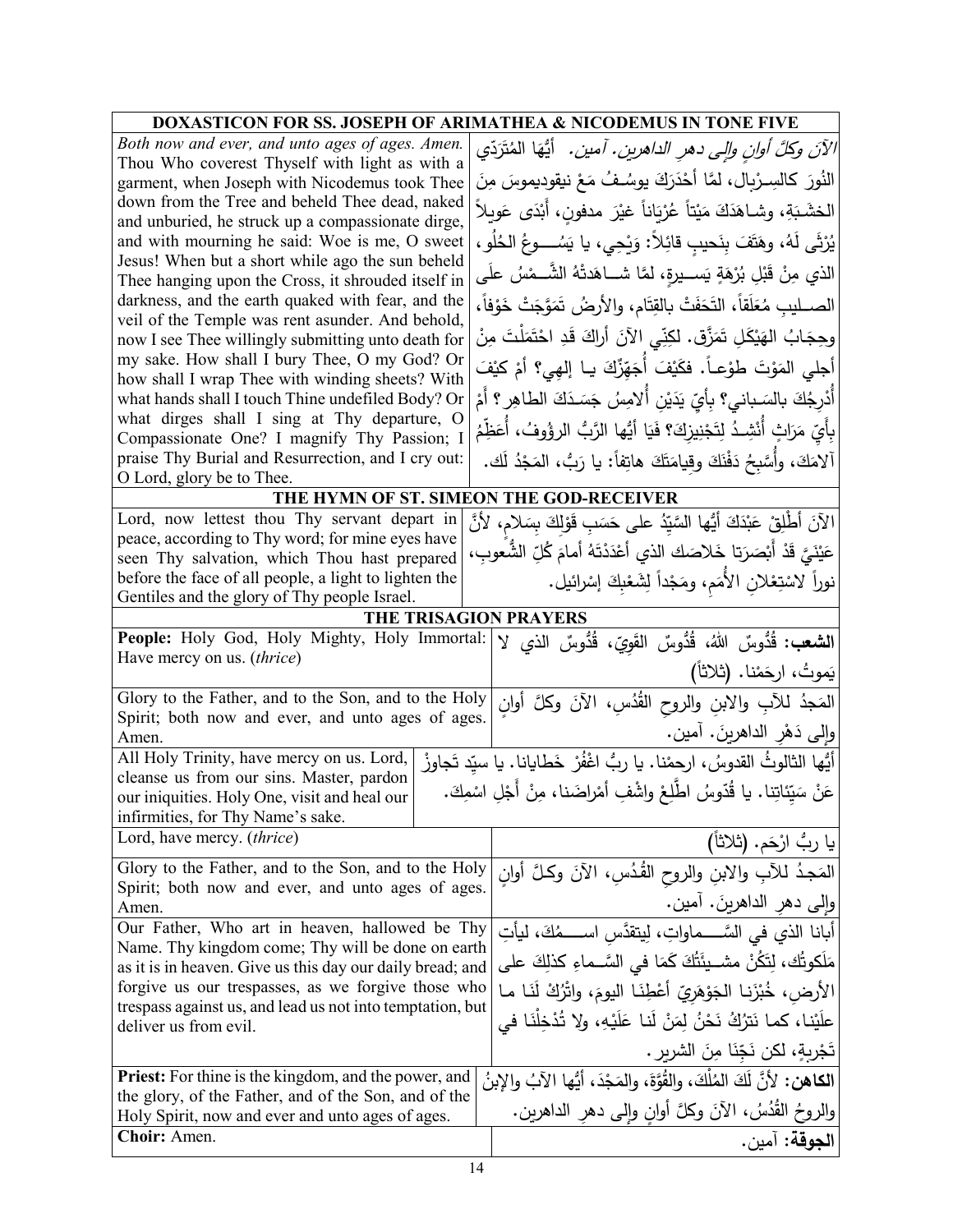| DOXASTICON FOR SS. JOSEPH OF ARIMATHEA & NICODEMUS IN TONE FIVE | |
|---|---|
| *Both now and ever, and unto ages of ages. Amen.* Thou Who coverest Thyself with light as with a garment, when Joseph with Nicodemus took Thee down from the Tree and beheld Thee dead, naked and unburied, he struck up a compassionate dirge, and with mourning he said: Woe is me, O sweet Jesus! When but a short while ago the sun beheld Thee hanging upon the Cross, it shrouded itself in darkness, and the earth quaked with fear, and the veil of the Temple was rent asunder. And behold, now I see Thee willingly submitting unto death for my sake. How shall I bury Thee, O my God? Or how shall I wrap Thee with winding sheets? With what hands shall I touch Thine undefiled Body? Or what dirges shall I sing at Thy departure, O Compassionate One? I magnify Thy Passion; I praise Thy Burial and Resurrection, and I cry out: O Lord, glory be to Thee. | *الآنَ وكلَّ أوانٍ وإلى دهرِ الداهرين. آمين.* أيُّها المُتَرَدّي النُورَ كالسِربالِ، لمَّا أحْدَرَكَ يوسُفُ مَعْ نيقوديموسَ مِنَ الخشَبَةِ، وشاهَدَكَ مَيْتاً عُرْيَاناً غيْرَ مدفونٍ، أَبْدَى عَويلاً يُرْثَى لَهُ، وهَتَفَ بِنَحيبٍ قائِلاً: وَيْحِي، يا يَسُوعُ الحُلو، الذي مِنْ قَبْلِ بُرْهَةٍ يَسيرةٍ، لمَّا شاهَدَتْهُ الشَّمْسُ علَى الصليبِ مُعَلَقاً، التَحَفَتْ بالقِتَام، والأرضُ تَمَوَّجَتْ خَوْفاً، وحِجَابُ الهَيْكَلِ تَمَزَّق. لكِنّي الآنَ أراكَ قَدِ احْتَمَلْتَ مِنْ أجلي المَوْتَ طوْعاً. فكَيْفَ أُجَهِّزُكَ يا إلهِي؟ أمْ كيْفَ أُدْرِجُكَ بالسَباني؟ بأيِّ يَدَيْنِ أُلامِسُ جَسَدَكَ الطاهِر؟ أَمْ بِأَيِّ مَرَاثٍ أُنْشِدُ لِتَجْنِيزِكَ؟ فَيَا أيُّها الرَّبُّ الرؤوفُ، أُعَظِّمُ آلامَكَ، وأُسَبِّحُ دَفْنَكَ وقِيامَتَكَ هاتِفاً: يا رَبُّ، المَجْدُ لَك. |
| **THE HYMN OF ST. SIMEON THE GOD-RECEIVER** | |
| Lord, now lettest thou Thy servant depart in peace, according to Thy word; for mine eyes have seen Thy salvation, which Thou hast prepared before the face of all people, a light to lighten the Gentiles and the glory of Thy people Israel. | الآنَ أطْلِقْ عَبْدَكَ أيُّها السَّيِّدُ على حَسَبِ قَوْلِكَ بِسَلامٍ، لأنَّ عَيْنَيَّ قَدْ أَبْصَرَتا خَلاصَك الذي أعْدَدْتَهُ أمامَ كُلِّ الشُّعوبِ، نوراً لاسْتِعْلانِ الأُمَمِ، ومَجْداً لِشَعْبِكَ إسْرائيل. |
| **THE TRISAGION PRAYERS** | |
| **People:** Holy God, Holy Mighty, Holy Immortal: Have mercy on us. (*thrice*) | **الشعب:** قُدُّوسٌ اللهُ، قُدُّوسٌ القَوِيّ، قُدُّوسٌ الذي لا يَموتُ، ارحَمْنا. (ثلاثاً) |
| Glory to the Father, and to the Son, and to the Holy Spirit; both now and ever, and unto ages of ages. Amen. | المَجدُ للآبِ والابنِ والروحِ القُدُسِ، الآنَ وكلَّ أوانٍ وإلى دَهْرِ الداهرينَ. آمين. |
| All Holy Trinity, have mercy on us. Lord, cleanse us from our sins. Master, pardon our iniquities. Holy One, visit and heal our infirmities, for Thy Name's sake. | أيُّها الثالوثُ القدوسُ، ارحمْنا. يا ربُّ اغْفُرْ خَطايانا. يا سيّد تَجاوزْ عَنْ سَيِّئاتِنا. يا قُدّوسُ اطَّلِعْ واشْفِ أمْراضَنا، مِنْ أَجْلِ اسْمِكَ. |
| Lord, have mercy. (*thrice*) | يا ربُّ ارْحَم. (ثلاثاً) |
| Glory to the Father, and to the Son, and to the Holy Spirit; both now and ever, and unto ages of ages. Amen. | المَجدُ للآبِ والابنِ والروحِ القُدُسِ، الآنَ وكلَّ أوانٍ وإلى دهرِ الداهرينَ. آمين. |
| Our Father, Who art in heaven, hallowed be Thy Name. Thy kingdom come; Thy will be done on earth as it is in heaven. Give us this day our daily bread; and forgive us our trespasses, as we forgive those who trespass against us, and lead us not into temptation, but deliver us from evil. | أبانا الذي في السَّماواتِ، لِيتقدَّسِ اسمُكَ، ليأتِ مَلَكوتُك، لِتَكُنْ مشيئَتُكَ كَمَا في السَّماءِ كذلِكَ على الأرضِ، خُبْزَنا الجَوْهَرِيّ أعْطِنَا اليومَ، واتْرُكْ لَنَا ما علَيْنا، كما نَترُكُ نَحْنُ لِمَنْ لَنا عَلَيْهِ، ولا تُدْخِلْنَا في تَجْرِبةٍ، لكن نَجِّنَا مِنَ الشرير. |
| **Priest:** For thine is the kingdom, and the power, and the glory, of the Father, and of the Son, and of the Holy Spirit, now and ever and unto ages of ages. | **الكاهن:** لأنَّ لَكَ المُلْكَ، والقُوَّةَ، والمَجْدَ، أيُّها الآبُ والإبنُ والروحُ القُدُسُ، الآنَ وكلَّ أوانٍ وإلى دهرِ الداهرين. |
| **Choir:** Amen. | **الجوقة:** آمين. |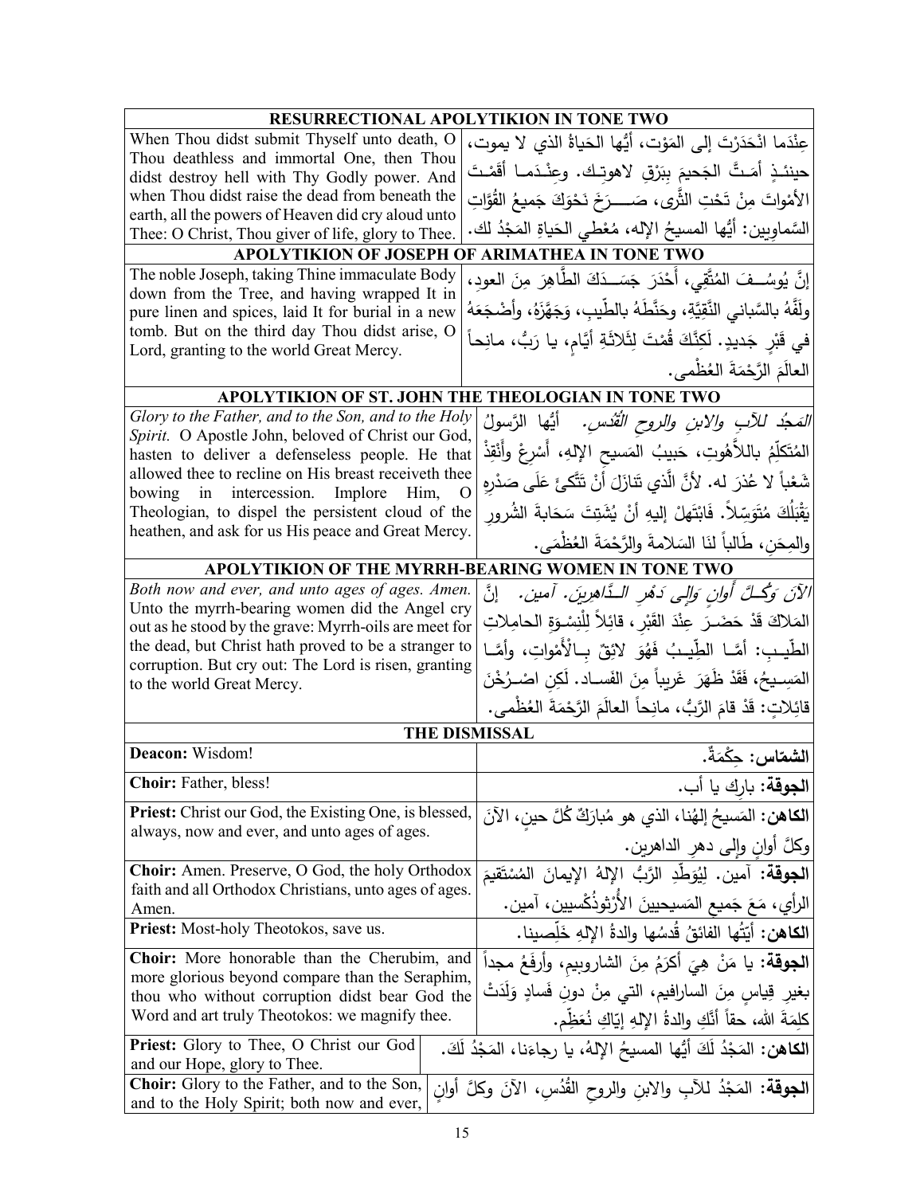| RESURRECTIONAL APOLYTIKION IN TONE TWO | |
|---|---|
| When Thou didst submit Thyself unto death, O Thou deathless and immortal One, then Thou didst destroy hell with Thy Godly power. And when Thou didst raise the dead from beneath the earth, all the powers of Heaven did cry aloud unto Thee: O Christ, Thou giver of life, glory to Thee. | عِنْدَما انْحَدَرْتَ إلى المَوْت، أيُّها الحَياةُ الذي لا يموت، حينئذٍ أمَتَّ الجَحيمَ بِبَرْقِ لاهوتِك. وعِنْدَما أقَمْتَ الأمْواتَ مِنْ تَحْتِ الثَّرى، صَرَخَ نَحْوَكَ جَميعُ القُوّاتِ السَّماوِيين: أيُّها المسيحُ الإله، مُعْطي الحَياةِ المَجْدُ لك. |
| **APOLYTIKION OF JOSEPH OF ARIMATHEA IN TONE TWO** | |
| The noble Joseph, taking Thine immaculate Body down from the Tree, and having wrapped It in pure linen and spices, laid It for burial in a new tomb. But on the third day Thou didst arise, O Lord, granting to the world Great Mercy. | إنَّ يُوسُفَ المُتَّقِي، أَحْدَرَ جَسَدَكَ الطَّاهِرَ مِنَ العودِ، ولَفَّهُ بالسَّباني النَّقِيَّةِ، وحَنَّطَهُ بالطِّيبِ، وَجَهَّزَهُ، وأَضْجَعَهُ في قَبْرٍ جَديدٍ. لَكِنَّكَ قُمْتَ لِثَلاثَةِ أيَّامٍ، يا رَبُّ، مانِحاً العالَمَ الرَّحْمَةَ العُظْمى. |
| **APOLYTIKION OF ST. JOHN THE THEOLOGIAN IN TONE TWO** | |
| *Glory to the Father, and to the Son, and to the Holy Spirit.* O Apostle John, beloved of Christ our God, hasten to deliver a defenseless people. He that allowed thee to recline on His breast receiveth thee bowing in intercession. Implore Him, O Theologian, to dispel the persistent cloud of the heathen, and ask for us His peace and Great Mercy. | *المَجْدُ للآبِ والابنِ والروحِ القُدُس.* أيُّها الرَّسولُ المُتَكَلِّمُ باللاَّهُوتِ، حَبيبُ المَسيحِ الإلهِ، أَسْرِعْ وأَنْقِذْ شَعْباً لا عُذرَ له. لأنَّ الَّذي تَنازَلَ أَنْ تَتَّكِئَ عَلَى صَدْرِهِ يَقْبَلُكَ مُتَوَسِّلاً. فَابْتَهِلْ إليهِ أَنْ يُشَتِّتَ سَحابةَ الشُرورِ والمِحَنِ، طَالِباً لنَا السَلامةَ والرَّحْمَةَ العُظْمَى. |
| **APOLYTIKION OF THE MYRRH-BEARING WOMEN IN TONE TWO** | |
| *Both now and ever, and unto ages of ages. Amen.* Unto the myrrh-bearing women did the Angel cry out as he stood by the grave: Myrrh-oils are meet for the dead, but Christ hath proved to be a stranger to corruption. But cry out: The Lord is risen, granting to the world Great Mercy. | *الآنَ وَكُلَّ أوانٍ وَإلى دَهْرِ الدَّاهِرينَ. آمين.* إنَّ المَلاكَ قَدْ حَضَرَ عِنْدَ القَبْرِ، قائِلاً لِلْنِسْوَةِ الحامِلاتِ الطِّيبِ: أمَّا الطِّيبُ فَهُوَ لائِقٌ بالأَمْواتِ، وأمَّا المَسِيحُ، فَقَدْ ظَهَرَ غَرِيباً مِنَ الفَساد. لَكِنِ اصْرُخْنَ قائِلاتٍ: قَدْ قامَ الرَّبُّ، مانِحاً العالَمَ الرَّحْمَةَ العُظْمى. |
| **THE DISMISSAL** | |
| **Deacon:** Wisdom! | **الشمّاس:** حِكْمَةٌ. |
| **Choir:** Father, bless! | **الجوقة:** بارِك يا أب. |
| **Priest:** Christ our God, the Existing One, is blessed, always, now and ever, and unto ages of ages. | **الكاهن:** المَسيحُ إلهُنا، الذي هو مُبارَكٌ كُلَّ حينٍ، الآنَ وكلَّ أوانٍ وإلى دهرِ الداهرين. |
| **Choir:** Amen. Preserve, O God, the holy Orthodox faith and all Orthodox Christians, unto ages of ages. Amen. | **الجوقة:** آمين. لِيُوَطِّدِ الرَّبُّ الإلهُ الإيمانَ المُسْتَقيمَ الرأيِ، مَعَ جَميعِ المَسيحيينَ الأُرْثوذُكْسيين، آمين. |
| **Priest:** Most-holy Theotokos, save us. | **الكاهن:** أيَّتُها الفائقُ قُدسُها والدةُ الإلهِ خَلِّصينا. |
| **Choir:** More honorable than the Cherubim, and more glorious beyond compare than the Seraphim, thou who without corruption didst bear God the Word and art truly Theotokos: we magnify thee. | **الجوقة:** يا مَنْ هِيَ أكرَمُ مِنَ الشاروبيمِ، وأرفَعُ مجداً بغيرِ قِياسٍ مِنَ السارافيم، التي مِنْ دونِ فَسادٍ وَلَدَتْ كلِمَةَ الله، حقاً أنَّكِ والدةُ الإلهِ إيّاكِ نُعَظِّم. |
| **Priest:** Glory to Thee, O Christ our God and our Hope, glory to Thee. | **الكاهن:** المَجْدُ لَكَ أيُّها المسيحُ الإلهُ، يا رجاءَنا، المَجْدُ لَكَ. |
| **Choir:** Glory to the Father, and to the Son, and to the Holy Spirit; both now and ever, | **الجوقة:** المَجْدُ للآبِ والابنِ والروحِ القُدُسِ، الآنَ وكلَّ أوانٍ |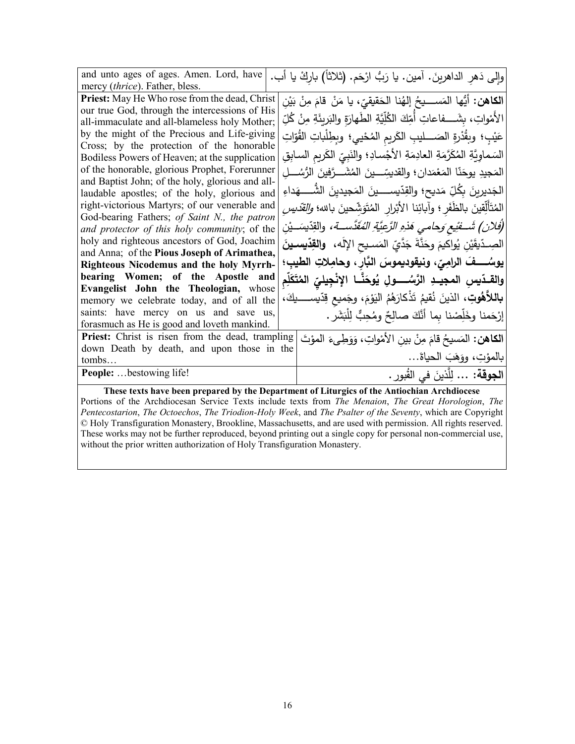| | |
|---|---|
| and unto ages of ages. Amen. Lord, have mercy (*thrice*). Father, bless. | وإلى دَهرِ الداهرينَ. آمين. يا رَبُّ ارْحَم. (ثلاثاً) بارِكْ يا أب. |
| **Priest:** May He Who rose from the dead, Christ our true God, through the intercessions of His all-immaculate and all-blameless holy Mother; by the might of the Precious and Life-giving Cross; by the protection of the honorable Bodiless Powers of Heaven; at the supplication of the honorable, glorious Prophet, Forerunner and Baptist John; of the holy, glorious and all-laudable apostles; of the holy, glorious and right-victorious Martyrs; of our venerable and God-bearing Fathers; *of Saint N., the patron and protector of this holy community*; of the holy and righteous ancestors of God, Joachim and Anna; of the **Pious Joseph of Arimathea, Righteous Nicodemus and the holy Myrrh-bearing Women; of the Apostle and Evangelist John the Theologian,** whose memory we celebrate today, and of all the saints: have mercy on us and save us, forasmuch as He is good and loveth mankind. | **الكاهن:** أيُّها المَسـيحُ إلهُنا الحَقيقيّ، يا مَنْ قامَ مِنْ بَيْنِ الأَمْواتِ، بِشَـفاعاتِ أُمِّكَ الكُلِّيَّةِ الطَّهارَةِ والبَريئَةِ مِنْ كُلِّ عَيْبٍ؛ وبِقُدْرةِ الصَـليبِ الكَريمِ المُحْيي؛ وبِطِلْباتِ القُوّاتِ السَماوِيَّةِ المُكَرَّمَةِ العادِمَةِ الأَجْسادِ؛ والنَبِيِّ الكَريمِ السابِقِ المَجيدِ يوحَنّا المَعْمَدان؛ والقديسِّـينَ المُشَـرَّفينَ الرُّسُـلِ الجَديرينَ بِكُلِّ مَديح؛ والقِدّيسـينَ المَجيدينَ الشُـهَداءِ المُتَأَلِّقينَ بالظَفَرِ؛ وآبائِنا الأبْرارِ المُتَوَشِّحينَ بالله؛ *والقدّيس (فلان) شَـفيعِ وحامي هَذِهِ الرَّعِيَّةِ المُقَدَّسـةِ*، والقِدّيسَـيْنِ الصِـدّيقَيْنِ يُواكيمَ وحَنَّةَ جَدَّيِّ المَسـيحِ الإلَه، **والقِدّيسـينَ يوسُـفَ الراميّ، ونيقوديموسَ البّارِ، وحامِلاتِ الطيبِ؛ والقـدّيسِ المجيـدِ الرَّسُـولِ يُوحَنَّـا الإنْجِيليِّ المُتَكَلِّمِ باللاَّهُوتِ**، الذينَ نُقيمُ تَذْكارَهُمُ اليَوْمَ، وجَميعِ قِدّيسـيكَ، إرْحَمنا وخَلِّصْنا بِما أنَّكَ صالِحٌ ومُحِبٌّ لِلْبَشَر. |
| **Priest:** Christ is risen from the dead, trampling down Death by death, and upon those in the tombs… | **الكاهن:** المَسيحُ قامَ مِنْ بينِ الأمْواتِ، وَوَطِـىءَ المَوْتَ بالمَوْتِ، ووَهَبَ الحياةَ… |
| **People:** …bestowing life! | **الجوقة:** … لِلَّذينَ في القُبور. |

**These texts have been prepared by the Department of Liturgics of the Antiochian Archdiocese**

Portions of the Archdiocesan Service Texts include texts from *The Menaion*, *The Great Horologion*, *The Pentecostarion*, *The Octoechos*, *The Triodion-Holy Week*, and *The Psalter of the Seventy*, which are Copyright © Holy Transfiguration Monastery, Brookline, Massachusetts, and are used with permission. All rights reserved. These works may not be further reproduced, beyond printing out a single copy for personal non-commercial use, without the prior written authorization of Holy Transfiguration Monastery.